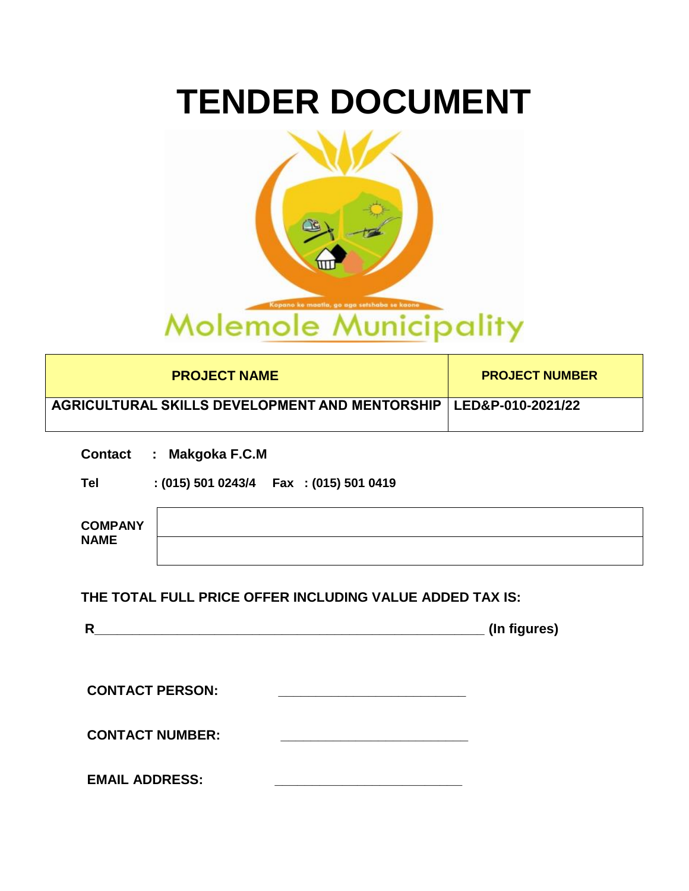# TENDER DOCUMENT

Kopano ke maatla, go aga setshaba se kaone

Molemole Municipality

| PROJECT NAME | PROJECT NUMBER |
|---|---|
| AGRICULTURAL SKILLS DEVELOPMENT AND MENTORSHIP | LED&P-010-2021/22 |

**Contact : Makgoka F.C.M**

**Tel : (015) 501 0243/4 Fax : (015) 501 0419**

| COMPANY NAME | |
|---|---|
| | |

**THE TOTAL FULL PRICE OFFER INCLUDING VALUE ADDED TAX IS:**

**R_____________________________________________________ (In figures)**

**CONTACT PERSON:** __________________________

**CONTACT NUMBER:** __________________________

**EMAIL ADDRESS:** __________________________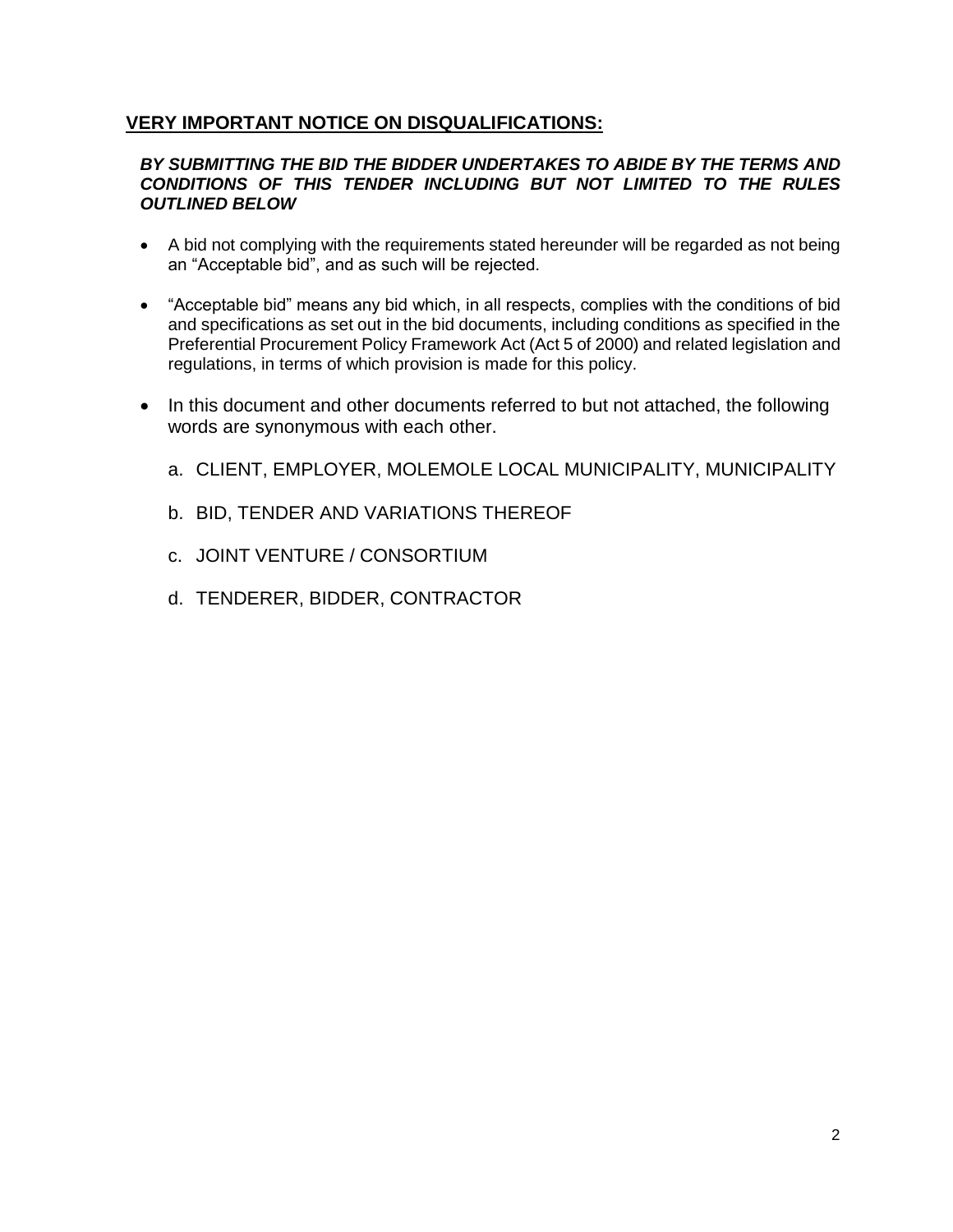## VERY IMPORTANT NOTICE ON DISQUALIFICATIONS:

***BY SUBMITTING THE BID THE BIDDER UNDERTAKES TO ABIDE BY THE TERMS AND CONDITIONS OF THIS TENDER INCLUDING BUT NOT LIMITED TO THE RULES OUTLINED BELOW***

- A bid not complying with the requirements stated hereunder will be regarded as not being an "Acceptable bid", and as such will be rejected.
- "Acceptable bid" means any bid which, in all respects, complies with the conditions of bid and specifications as set out in the bid documents, including conditions as specified in the Preferential Procurement Policy Framework Act (Act 5 of 2000) and related legislation and regulations, in terms of which provision is made for this policy.
- In this document and other documents referred to but not attached, the following words are synonymous with each other.

  a. CLIENT, EMPLOYER, MOLEMOLE LOCAL MUNICIPALITY, MUNICIPALITY

  b. BID, TENDER AND VARIATIONS THEREOF

  c. JOINT VENTURE / CONSORTIUM

  d. TENDERER, BIDDER, CONTRACTOR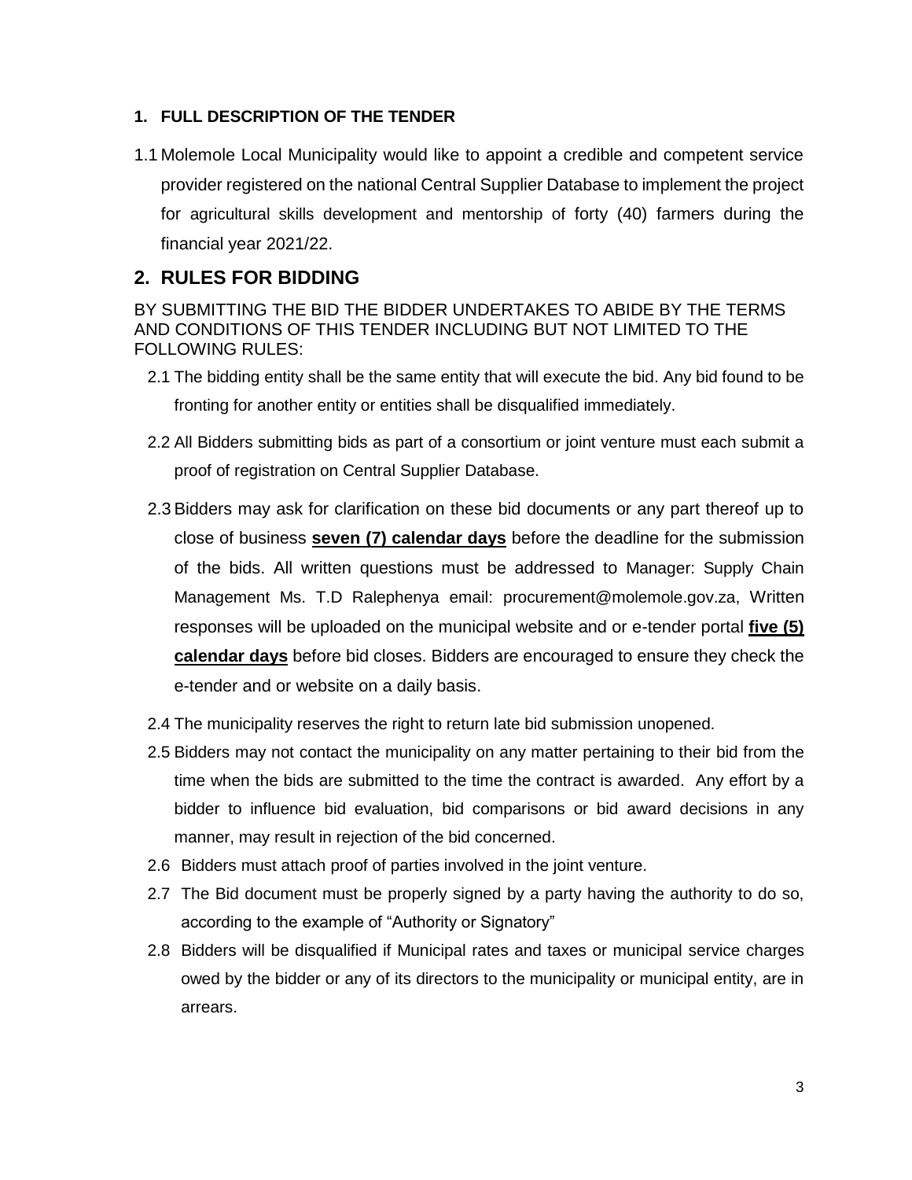## 1. FULL DESCRIPTION OF THE TENDER

1.1 Molemole Local Municipality would like to appoint a credible and competent service provider registered on the national Central Supplier Database to implement the project for agricultural skills development and mentorship of forty (40) farmers during the financial year 2021/22.

## 2. RULES FOR BIDDING

BY SUBMITTING THE BID THE BIDDER UNDERTAKES TO ABIDE BY THE TERMS AND CONDITIONS OF THIS TENDER INCLUDING BUT NOT LIMITED TO THE FOLLOWING RULES:

2.1 The bidding entity shall be the same entity that will execute the bid. Any bid found to be fronting for another entity or entities shall be disqualified immediately.

2.2 All Bidders submitting bids as part of a consortium or joint venture must each submit a proof of registration on Central Supplier Database.

2.3 Bidders may ask for clarification on these bid documents or any part thereof up to close of business **seven (7) calendar days** before the deadline for the submission of the bids. All written questions must be addressed to Manager: Supply Chain Management Ms. T.D Ralephenya email: procurement@molemole.gov.za, Written responses will be uploaded on the municipal website and or e-tender portal **five (5) calendar days** before bid closes. Bidders are encouraged to ensure they check the e-tender and or website on a daily basis.

2.4 The municipality reserves the right to return late bid submission unopened.

2.5 Bidders may not contact the municipality on any matter pertaining to their bid from the time when the bids are submitted to the time the contract is awarded. Any effort by a bidder to influence bid evaluation, bid comparisons or bid award decisions in any manner, may result in rejection of the bid concerned.

2.6 Bidders must attach proof of parties involved in the joint venture.

2.7 The Bid document must be properly signed by a party having the authority to do so, according to the example of "Authority or Signatory"

2.8 Bidders will be disqualified if Municipal rates and taxes or municipal service charges owed by the bidder or any of its directors to the municipality or municipal entity, are in arrears.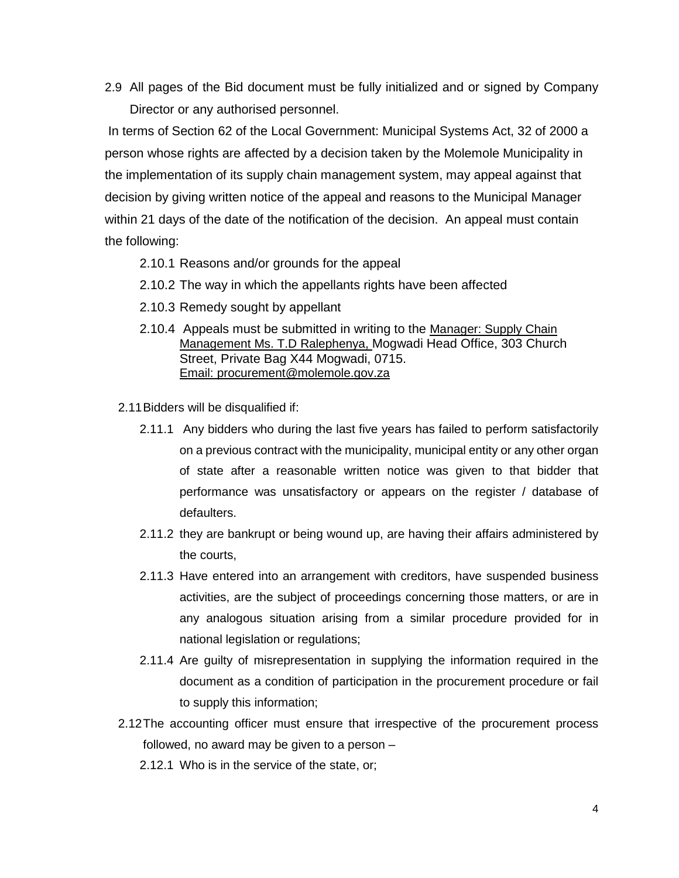2.9 All pages of the Bid document must be fully initialized and or signed by Company Director or any authorised personnel.

In terms of Section 62 of the Local Government: Municipal Systems Act, 32 of 2000 a person whose rights are affected by a decision taken by the Molemole Municipality in the implementation of its supply chain management system, may appeal against that decision by giving written notice of the appeal and reasons to the Municipal Manager within 21 days of the date of the notification of the decision. An appeal must contain the following:

- 2.10.1 Reasons and/or grounds for the appeal
- 2.10.2 The way in which the appellants rights have been affected
- 2.10.3 Remedy sought by appellant
- 2.10.4 Appeals must be submitted in writing to the Manager: Supply Chain Management Ms. T.D Ralephenya, Mogwadi Head Office, 303 Church Street, Private Bag X44 Mogwadi, 0715.
  Email: procurement@molemole.gov.za

2.11 Bidders will be disqualified if:

- 2.11.1 Any bidders who during the last five years has failed to perform satisfactorily on a previous contract with the municipality, municipal entity or any other organ of state after a reasonable written notice was given to that bidder that performance was unsatisfactory or appears on the register / database of defaulters.
- 2.11.2 they are bankrupt or being wound up, are having their affairs administered by the courts,
- 2.11.3 Have entered into an arrangement with creditors, have suspended business activities, are the subject of proceedings concerning those matters, or are in any analogous situation arising from a similar procedure provided for in national legislation or regulations;
- 2.11.4 Are guilty of misrepresentation in supplying the information required in the document as a condition of participation in the procurement procedure or fail to supply this information;

2.12 The accounting officer must ensure that irrespective of the procurement process followed, no award may be given to a person –

- 2.12.1 Who is in the service of the state, or;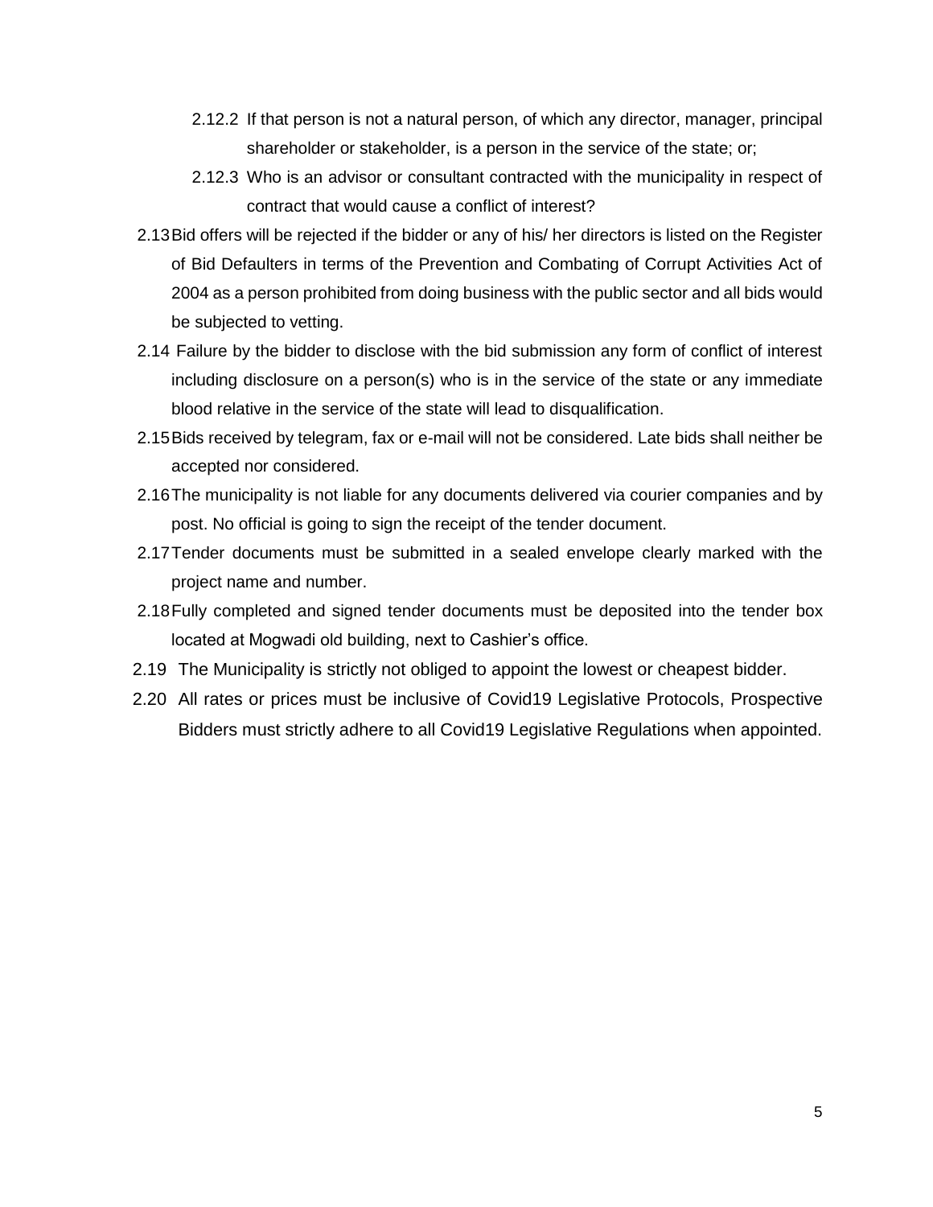2.12.2 If that person is not a natural person, of which any director, manager, principal shareholder or stakeholder, is a person in the service of the state; or;

2.12.3 Who is an advisor or consultant contracted with the municipality in respect of contract that would cause a conflict of interest?

2.13 Bid offers will be rejected if the bidder or any of his/ her directors is listed on the Register of Bid Defaulters in terms of the Prevention and Combating of Corrupt Activities Act of 2004 as a person prohibited from doing business with the public sector and all bids would be subjected to vetting.

2.14 Failure by the bidder to disclose with the bid submission any form of conflict of interest including disclosure on a person(s) who is in the service of the state or any immediate blood relative in the service of the state will lead to disqualification.

2.15 Bids received by telegram, fax or e-mail will not be considered. Late bids shall neither be accepted nor considered.

2.16 The municipality is not liable for any documents delivered via courier companies and by post. No official is going to sign the receipt of the tender document.

2.17 Tender documents must be submitted in a sealed envelope clearly marked with the project name and number.

2.18 Fully completed and signed tender documents must be deposited into the tender box located at Mogwadi old building, next to Cashier's office.

2.19 The Municipality is strictly not obliged to appoint the lowest or cheapest bidder.

2.20 All rates or prices must be inclusive of Covid19 Legislative Protocols, Prospective Bidders must strictly adhere to all Covid19 Legislative Regulations when appointed.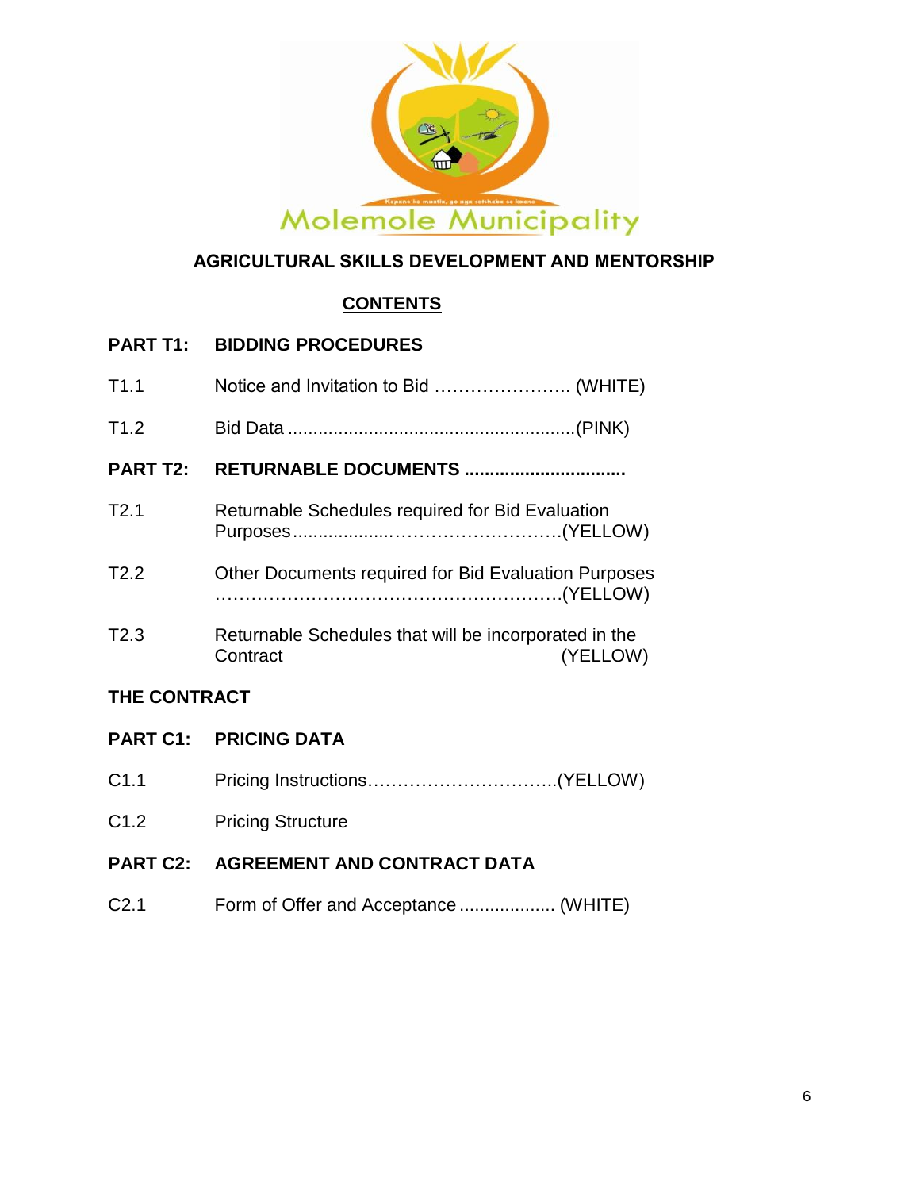Molemole Municipality

**AGRICULTURAL SKILLS DEVELOPMENT AND MENTORSHIP**

**CONTENTS**

**PART T1: BIDDING PROCEDURES**

T1.1 Notice and Invitation to Bid ………………….. (WHITE)

T1.2 Bid Data .........................................................(PINK)

**PART T2: RETURNABLE DOCUMENTS ...............................**

T2.1 Returnable Schedules required for Bid Evaluation Purposes...................……………………….(YELLOW)

T2.2 Other Documents required for Bid Evaluation Purposes ………………………………………………….(YELLOW)

T2.3 Returnable Schedules that will be incorporated in the Contract (YELLOW)

**THE CONTRACT**

**PART C1: PRICING DATA**

C1.1 Pricing Instructions…………………………..(YELLOW)

C1.2 Pricing Structure

**PART C2: AGREEMENT AND CONTRACT DATA**

C2.1 Form of Offer and Acceptance ................... (WHITE)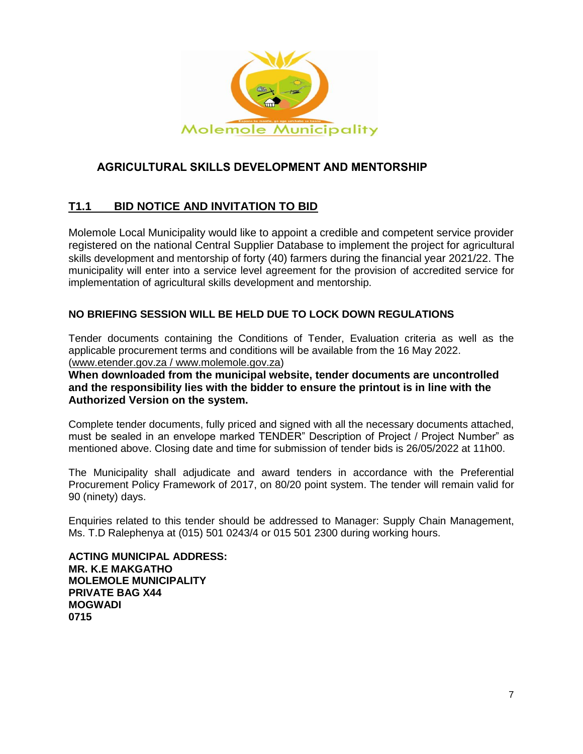# AGRICULTURAL SKILLS DEVELOPMENT AND MENTORSHIP

## T1.1 BID NOTICE AND INVITATION TO BID

Molemole Local Municipality would like to appoint a credible and competent service provider registered on the national Central Supplier Database to implement the project for agricultural skills development and mentorship of forty (40) farmers during the financial year 2021/22. The municipality will enter into a service level agreement for the provision of accredited service for implementation of agricultural skills development and mentorship.

**NO BRIEFING SESSION WILL BE HELD DUE TO LOCK DOWN REGULATIONS**

Tender documents containing the Conditions of Tender, Evaluation criteria as well as the applicable procurement terms and conditions will be available from the 16 May 2022. (www.etender.gov.za / www.molemole.gov.za)

**When downloaded from the municipal website, tender documents are uncontrolled and the responsibility lies with the bidder to ensure the printout is in line with the Authorized Version on the system.**

Complete tender documents, fully priced and signed with all the necessary documents attached, must be sealed in an envelope marked TENDER" Description of Project / Project Number" as mentioned above. Closing date and time for submission of tender bids is 26/05/2022 at 11h00.

The Municipality shall adjudicate and award tenders in accordance with the Preferential Procurement Policy Framework of 2017, on 80/20 point system. The tender will remain valid for 90 (ninety) days.

Enquiries related to this tender should be addressed to Manager: Supply Chain Management, Ms. T.D Ralephenya at (015) 501 0243/4 or 015 501 2300 during working hours.

**ACTING MUNICIPAL ADDRESS:**
**MR. K.E MAKGATHO**
**MOLEMOLE MUNICIPALITY**
**PRIVATE BAG X44**
**MOGWADI**
**0715**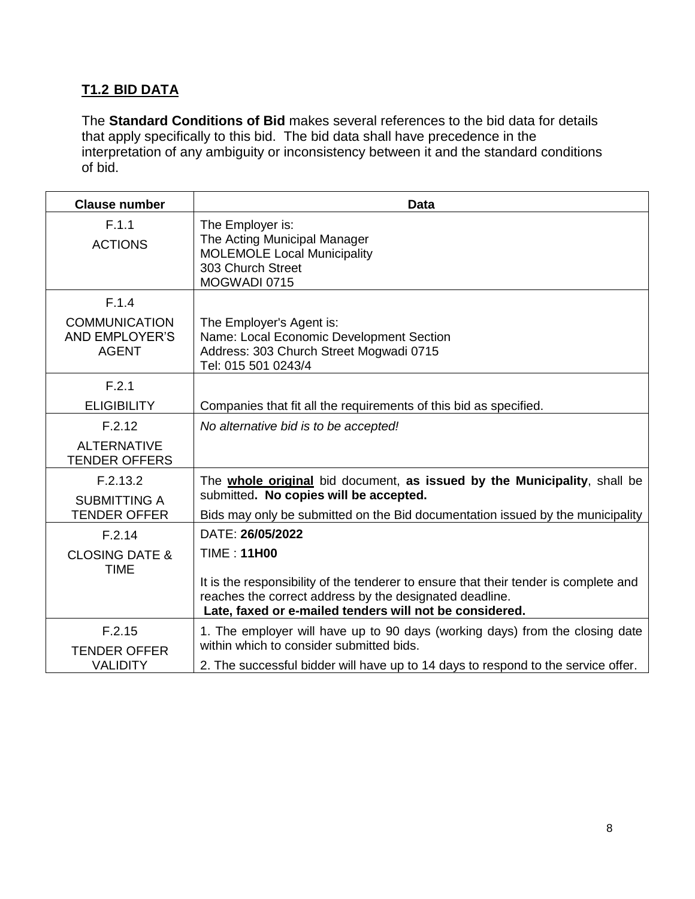## T1.2 BID DATA

The **Standard Conditions of Bid** makes several references to the bid data for details that apply specifically to this bid. The bid data shall have precedence in the interpretation of any ambiguity or inconsistency between it and the standard conditions of bid.

| Clause number | Data |
|---|---|
| F.1.1<br>ACTIONS | The Employer is:<br>The Acting Municipal Manager<br>MOLEMOLE Local Municipality<br>303 Church Street<br>MOGWADI 0715 |
| F.1.4<br>COMMUNICATION AND EMPLOYER'S AGENT | The Employer's Agent is:<br>Name: Local Economic Development Section<br>Address: 303 Church Street Mogwadi 0715<br>Tel: 015 501 0243/4 |
| F.2.1<br>ELIGIBILITY | Companies that fit all the requirements of this bid as specified. |
| F.2.12<br>ALTERNATIVE TENDER OFFERS | *No alternative bid is to be accepted!* |
| F.2.13.2<br>SUBMITTING A TENDER OFFER | The **whole original** bid document, **as issued by the Municipality**, shall be submitted**. No copies will be accepted.**<br>Bids may only be submitted on the Bid documentation issued by the municipality |
| F.2.14<br>CLOSING DATE & TIME | DATE: **26/05/2022**<br>TIME : **11H00**<br>It is the responsibility of the tenderer to ensure that their tender is complete and reaches the correct address by the designated deadline.<br>**Late, faxed or e-mailed tenders will not be considered.** |
| F.2.15<br>TENDER OFFER VALIDITY | 1. The employer will have up to 90 days (working days) from the closing date within which to consider submitted bids.<br>2. The successful bidder will have up to 14 days to respond to the service offer. |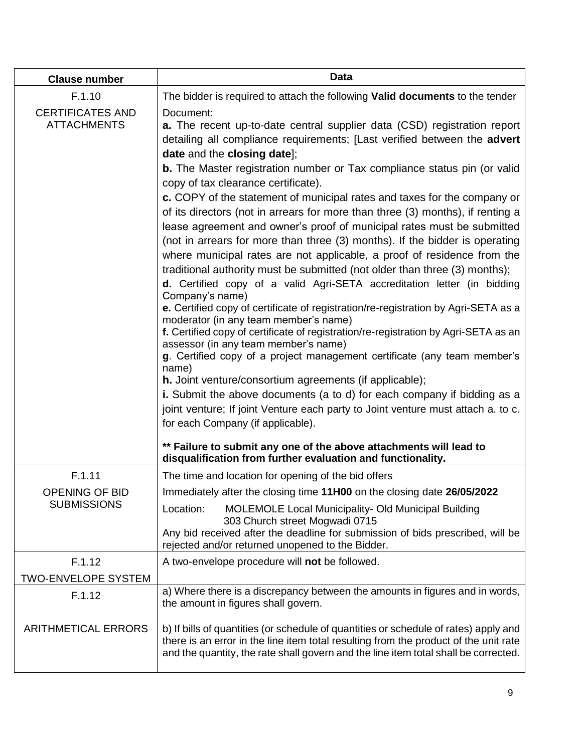| Clause number | Data |
|---|---|
| F.1.10<br><br>CERTIFICATES AND ATTACHMENTS | The bidder is required to attach the following **Valid documents** to the tender Document:<br>**a.** The recent up-to-date central supplier data (CSD) registration report detailing all compliance requirements; [Last verified between the **advert date** and the **closing date**];<br>**b.** The Master registration number or Tax compliance status pin (or valid copy of tax clearance certificate).<br>**c.** COPY of the statement of municipal rates and taxes for the company or of its directors (not in arrears for more than three (3) months), if renting a lease agreement and owner's proof of municipal rates must be submitted (not in arrears for more than three (3) months). If the bidder is operating where municipal rates are not applicable, a proof of residence from the traditional authority must be submitted (not older than three (3) months);<br>**d.** Certified copy of a valid Agri-SETA accreditation letter (in bidding Company's name)<br>**e.** Certified copy of certificate of registration/re-registration by Agri-SETA as a moderator (in any team member's name)<br>**f.** Certified copy of certificate of registration/re-registration by Agri-SETA as an assessor (in any team member's name)<br>**g**. Certified copy of a project management certificate (any team member's name)<br>**h.** Joint venture/consortium agreements (if applicable);<br>**i.** Submit the above documents (a to d) for each company if bidding as a joint venture; If joint Venture each party to Joint venture must attach a. to c. for each Company (if applicable).<br><br>**\*\* Failure to submit any one of the above attachments will lead to disqualification from further evaluation and functionality.** |
| F.1.11<br><br>OPENING OF BID SUBMISSIONS | The time and location for opening of the bid offers<br>Immediately after the closing time **11H00** on the closing date **26/05/2022**<br>Location: MOLEMOLE Local Municipality- Old Municipal Building 303 Church street Mogwadi 0715<br>Any bid received after the deadline for submission of bids prescribed, will be rejected and/or returned unopened to the Bidder. |
| F.1.12<br><br>TWO-ENVELOPE SYSTEM | A two-envelope procedure will **not** be followed. |
| F.1.12<br><br>ARITHMETICAL ERRORS | a) Where there is a discrepancy between the amounts in figures and in words, the amount in figures shall govern.<br><br>b) If bills of quantities (or schedule of quantities or schedule of rates) apply and there is an error in the line item total resulting from the product of the unit rate and the quantity, <u>the rate shall govern and the line item total shall be corrected.</u> |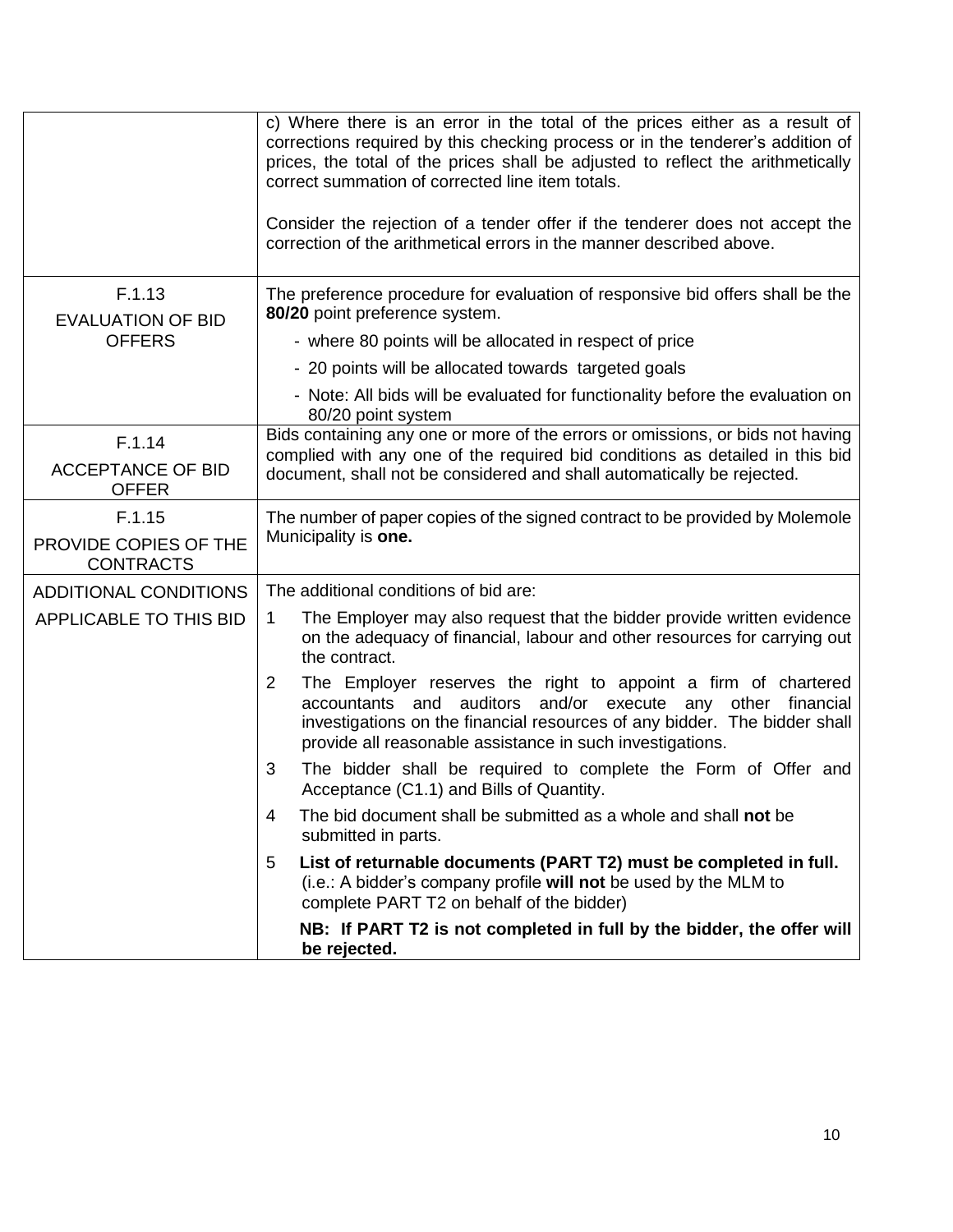| | |
|---|---|
| | c) Where there is an error in the total of the prices either as a result of corrections required by this checking process or in the tenderer's addition of prices, the total of the prices shall be adjusted to reflect the arithmetically correct summation of corrected line item totals.<br><br>Consider the rejection of a tender offer if the tenderer does not accept the correction of the arithmetical errors in the manner described above. |
| F.1.13<br>EVALUATION OF BID OFFERS | The preference procedure for evaluation of responsive bid offers shall be the **80/20** point preference system.<br>- where 80 points will be allocated in respect of price<br>- 20 points will be allocated towards targeted goals<br>- Note: All bids will be evaluated for functionality before the evaluation on 80/20 point system |
| F.1.14<br>ACCEPTANCE OF BID OFFER | Bids containing any one or more of the errors or omissions, or bids not having complied with any one of the required bid conditions as detailed in this bid document, shall not be considered and shall automatically be rejected. |
| F.1.15<br>PROVIDE COPIES OF THE CONTRACTS | The number of paper copies of the signed contract to be provided by Molemole Municipality is **one.** |
| ADDITIONAL CONDITIONS APPLICABLE TO THIS BID | The additional conditions of bid are:<br>1 The Employer may also request that the bidder provide written evidence on the adequacy of financial, labour and other resources for carrying out the contract.<br>2 The Employer reserves the right to appoint a firm of chartered accountants and auditors and/or execute any other financial investigations on the financial resources of any bidder. The bidder shall provide all reasonable assistance in such investigations.<br>3 The bidder shall be required to complete the Form of Offer and Acceptance (C1.1) and Bills of Quantity.<br>4 The bid document shall be submitted as a whole and shall **not** be submitted in parts.<br>5 **List of returnable documents (PART T2) must be completed in full.** (i.e.: A bidder's company profile **will not** be used by the MLM to complete PART T2 on behalf of the bidder)<br>**NB: If PART T2 is not completed in full by the bidder, the offer will be rejected.** |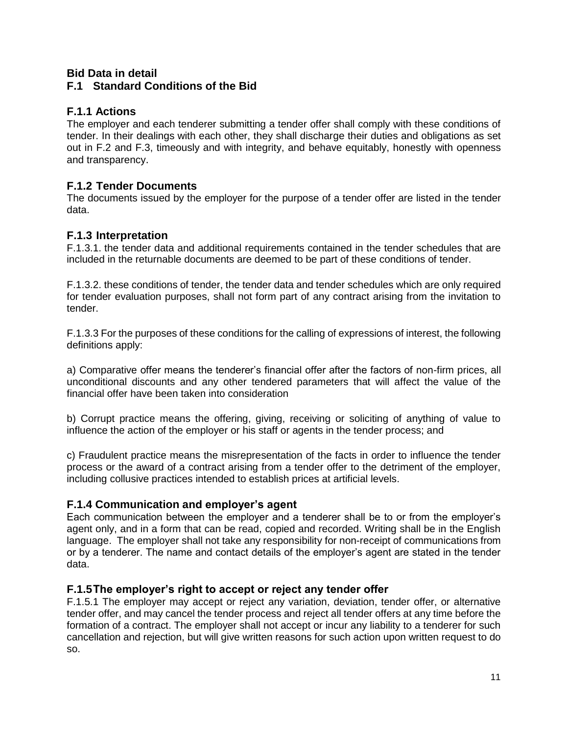## Bid Data in detail

## F.1 Standard Conditions of the Bid

### F.1.1 Actions

The employer and each tenderer submitting a tender offer shall comply with these conditions of tender. In their dealings with each other, they shall discharge their duties and obligations as set out in F.2 and F.3, timeously and with integrity, and behave equitably, honestly with openness and transparency.

### F.1.2 Tender Documents

The documents issued by the employer for the purpose of a tender offer are listed in the tender data.

### F.1.3 Interpretation

F.1.3.1. the tender data and additional requirements contained in the tender schedules that are included in the returnable documents are deemed to be part of these conditions of tender.

F.1.3.2. these conditions of tender, the tender data and tender schedules which are only required for tender evaluation purposes, shall not form part of any contract arising from the invitation to tender.

F.1.3.3 For the purposes of these conditions for the calling of expressions of interest, the following definitions apply:

a) Comparative offer means the tenderer's financial offer after the factors of non-firm prices, all unconditional discounts and any other tendered parameters that will affect the value of the financial offer have been taken into consideration

b) Corrupt practice means the offering, giving, receiving or soliciting of anything of value to influence the action of the employer or his staff or agents in the tender process; and

c) Fraudulent practice means the misrepresentation of the facts in order to influence the tender process or the award of a contract arising from a tender offer to the detriment of the employer, including collusive practices intended to establish prices at artificial levels.

### F.1.4 Communication and employer's agent

Each communication between the employer and a tenderer shall be to or from the employer's agent only, and in a form that can be read, copied and recorded. Writing shall be in the English language. The employer shall not take any responsibility for non-receipt of communications from or by a tenderer. The name and contact details of the employer's agent are stated in the tender data.

### F.1.5 The employer's right to accept or reject any tender offer

F.1.5.1 The employer may accept or reject any variation, deviation, tender offer, or alternative tender offer, and may cancel the tender process and reject all tender offers at any time before the formation of a contract. The employer shall not accept or incur any liability to a tenderer for such cancellation and rejection, but will give written reasons for such action upon written request to do so.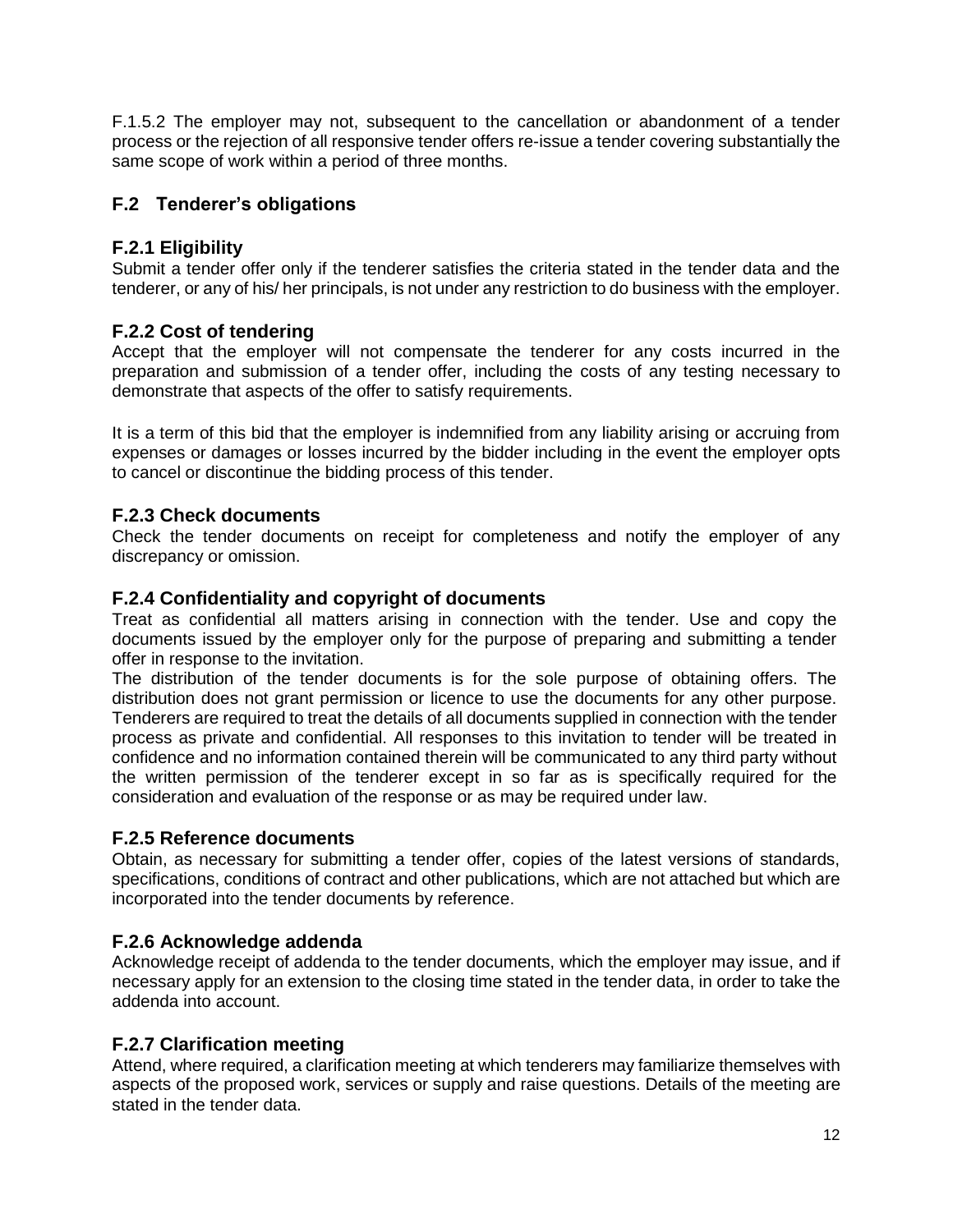F.1.5.2 The employer may not, subsequent to the cancellation or abandonment of a tender process or the rejection of all responsive tender offers re-issue a tender covering substantially the same scope of work within a period of three months.

## F.2 Tenderer's obligations

### F.2.1 Eligibility

Submit a tender offer only if the tenderer satisfies the criteria stated in the tender data and the tenderer, or any of his/ her principals, is not under any restriction to do business with the employer.

### F.2.2 Cost of tendering

Accept that the employer will not compensate the tenderer for any costs incurred in the preparation and submission of a tender offer, including the costs of any testing necessary to demonstrate that aspects of the offer to satisfy requirements.

It is a term of this bid that the employer is indemnified from any liability arising or accruing from expenses or damages or losses incurred by the bidder including in the event the employer opts to cancel or discontinue the bidding process of this tender.

### F.2.3 Check documents

Check the tender documents on receipt for completeness and notify the employer of any discrepancy or omission.

### F.2.4 Confidentiality and copyright of documents

Treat as confidential all matters arising in connection with the tender. Use and copy the documents issued by the employer only for the purpose of preparing and submitting a tender offer in response to the invitation.

The distribution of the tender documents is for the sole purpose of obtaining offers. The distribution does not grant permission or licence to use the documents for any other purpose. Tenderers are required to treat the details of all documents supplied in connection with the tender process as private and confidential. All responses to this invitation to tender will be treated in confidence and no information contained therein will be communicated to any third party without the written permission of the tenderer except in so far as is specifically required for the consideration and evaluation of the response or as may be required under law.

### F.2.5 Reference documents

Obtain, as necessary for submitting a tender offer, copies of the latest versions of standards, specifications, conditions of contract and other publications, which are not attached but which are incorporated into the tender documents by reference.

### F.2.6 Acknowledge addenda

Acknowledge receipt of addenda to the tender documents, which the employer may issue, and if necessary apply for an extension to the closing time stated in the tender data, in order to take the addenda into account.

### F.2.7 Clarification meeting

Attend, where required, a clarification meeting at which tenderers may familiarize themselves with aspects of the proposed work, services or supply and raise questions. Details of the meeting are stated in the tender data.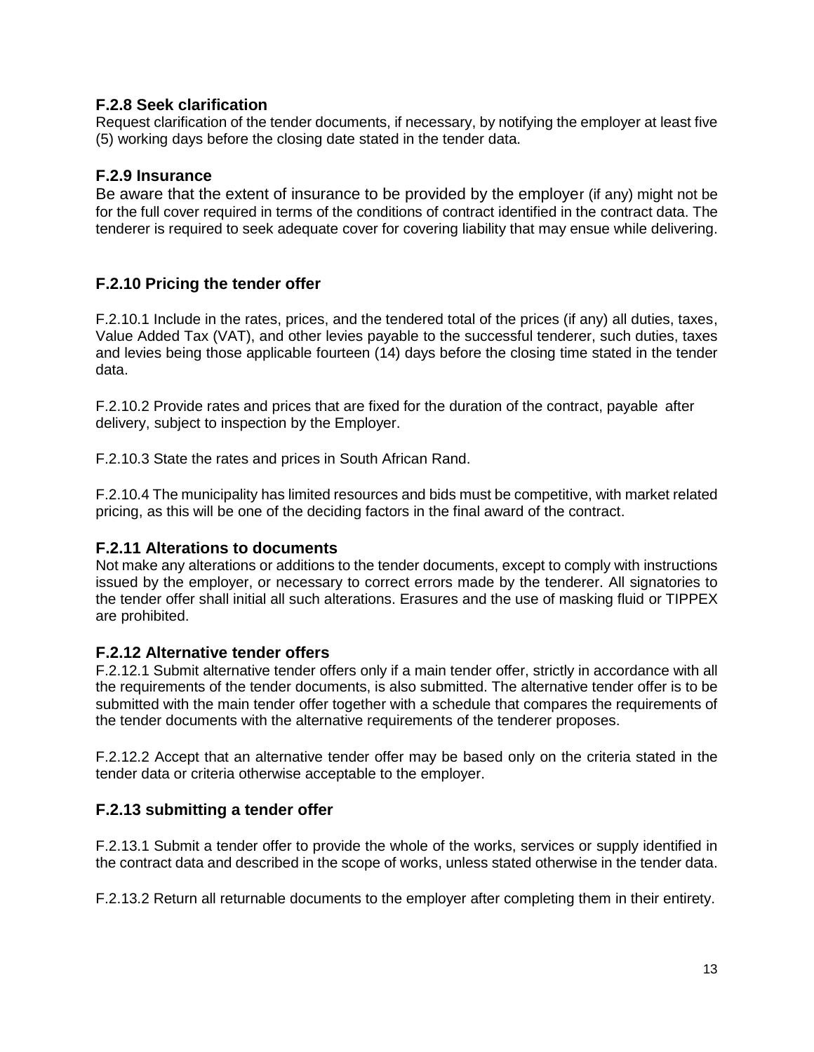### F.2.8 Seek clarification

Request clarification of the tender documents, if necessary, by notifying the employer at least five (5) working days before the closing date stated in the tender data.

### F.2.9 Insurance

Be aware that the extent of insurance to be provided by the employer (if any) might not be for the full cover required in terms of the conditions of contract identified in the contract data. The tenderer is required to seek adequate cover for covering liability that may ensue while delivering.

### F.2.10 Pricing the tender offer

F.2.10.1 Include in the rates, prices, and the tendered total of the prices (if any) all duties, taxes, Value Added Tax (VAT), and other levies payable to the successful tenderer, such duties, taxes and levies being those applicable fourteen (14) days before the closing time stated in the tender data.

F.2.10.2 Provide rates and prices that are fixed for the duration of the contract, payable after delivery, subject to inspection by the Employer.

F.2.10.3 State the rates and prices in South African Rand.

F.2.10.4 The municipality has limited resources and bids must be competitive, with market related pricing, as this will be one of the deciding factors in the final award of the contract.

### F.2.11 Alterations to documents

Not make any alterations or additions to the tender documents, except to comply with instructions issued by the employer, or necessary to correct errors made by the tenderer. All signatories to the tender offer shall initial all such alterations. Erasures and the use of masking fluid or TIPPEX are prohibited.

### F.2.12 Alternative tender offers

F.2.12.1 Submit alternative tender offers only if a main tender offer, strictly in accordance with all the requirements of the tender documents, is also submitted. The alternative tender offer is to be submitted with the main tender offer together with a schedule that compares the requirements of the tender documents with the alternative requirements of the tenderer proposes.

F.2.12.2 Accept that an alternative tender offer may be based only on the criteria stated in the tender data or criteria otherwise acceptable to the employer.

### F.2.13 submitting a tender offer

F.2.13.1 Submit a tender offer to provide the whole of the works, services or supply identified in the contract data and described in the scope of works, unless stated otherwise in the tender data.

F.2.13.2 Return all returnable documents to the employer after completing them in their entirety.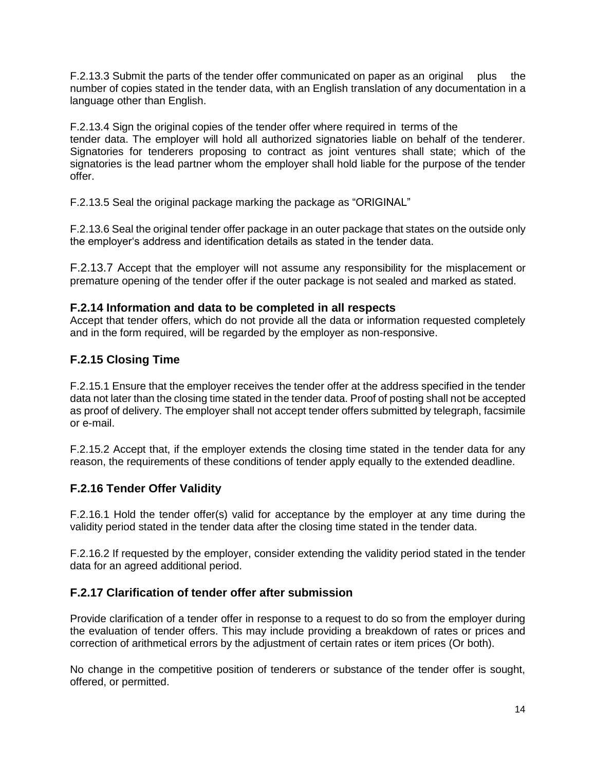F.2.13.3 Submit the parts of the tender offer communicated on paper as an original plus the number of copies stated in the tender data, with an English translation of any documentation in a language other than English.

F.2.13.4 Sign the original copies of the tender offer where required in terms of the tender data. The employer will hold all authorized signatories liable on behalf of the tenderer. Signatories for tenderers proposing to contract as joint ventures shall state; which of the signatories is the lead partner whom the employer shall hold liable for the purpose of the tender offer.

F.2.13.5 Seal the original package marking the package as "ORIGINAL"

F.2.13.6 Seal the original tender offer package in an outer package that states on the outside only the employer's address and identification details as stated in the tender data.

F.2.13.7 Accept that the employer will not assume any responsibility for the misplacement or premature opening of the tender offer if the outer package is not sealed and marked as stated.

### F.2.14 Information and data to be completed in all respects

Accept that tender offers, which do not provide all the data or information requested completely and in the form required, will be regarded by the employer as non-responsive.

### F.2.15 Closing Time

F.2.15.1 Ensure that the employer receives the tender offer at the address specified in the tender data not later than the closing time stated in the tender data. Proof of posting shall not be accepted as proof of delivery. The employer shall not accept tender offers submitted by telegraph, facsimile or e-mail.

F.2.15.2 Accept that, if the employer extends the closing time stated in the tender data for any reason, the requirements of these conditions of tender apply equally to the extended deadline.

### F.2.16 Tender Offer Validity

F.2.16.1 Hold the tender offer(s) valid for acceptance by the employer at any time during the validity period stated in the tender data after the closing time stated in the tender data.

F.2.16.2 If requested by the employer, consider extending the validity period stated in the tender data for an agreed additional period.

### F.2.17 Clarification of tender offer after submission

Provide clarification of a tender offer in response to a request to do so from the employer during the evaluation of tender offers. This may include providing a breakdown of rates or prices and correction of arithmetical errors by the adjustment of certain rates or item prices (Or both).

No change in the competitive position of tenderers or substance of the tender offer is sought, offered, or permitted.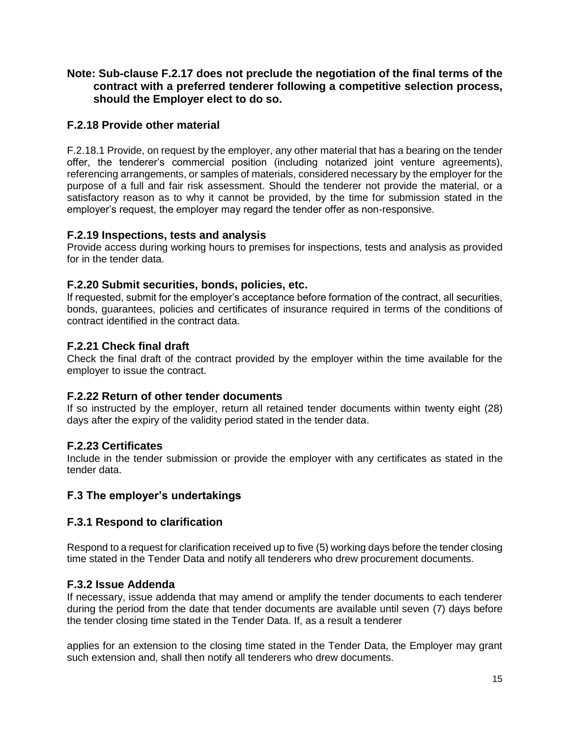**Note: Sub-clause F.2.17 does not preclude the negotiation of the final terms of the contract with a preferred tenderer following a competitive selection process, should the Employer elect to do so.**

### F.2.18 Provide other material

F.2.18.1 Provide, on request by the employer, any other material that has a bearing on the tender offer, the tenderer's commercial position (including notarized joint venture agreements), referencing arrangements, or samples of materials, considered necessary by the employer for the purpose of a full and fair risk assessment. Should the tenderer not provide the material, or a satisfactory reason as to why it cannot be provided, by the time for submission stated in the employer's request, the employer may regard the tender offer as non-responsive.

### F.2.19 Inspections, tests and analysis

Provide access during working hours to premises for inspections, tests and analysis as provided for in the tender data.

### F.2.20 Submit securities, bonds, policies, etc.

If requested, submit for the employer's acceptance before formation of the contract, all securities, bonds, guarantees, policies and certificates of insurance required in terms of the conditions of contract identified in the contract data.

### F.2.21 Check final draft

Check the final draft of the contract provided by the employer within the time available for the employer to issue the contract.

### F.2.22 Return of other tender documents

If so instructed by the employer, return all retained tender documents within twenty eight (28) days after the expiry of the validity period stated in the tender data.

### F.2.23 Certificates

Include in the tender submission or provide the employer with any certificates as stated in the tender data.

## F.3 The employer's undertakings

### F.3.1 Respond to clarification

Respond to a request for clarification received up to five (5) working days before the tender closing time stated in the Tender Data and notify all tenderers who drew procurement documents.

### F.3.2 Issue Addenda

If necessary, issue addenda that may amend or amplify the tender documents to each tenderer during the period from the date that tender documents are available until seven (7) days before the tender closing time stated in the Tender Data. If, as a result a tenderer applies for an extension to the closing time stated in the Tender Data, the Employer may grant such extension and, shall then notify all tenderers who drew documents.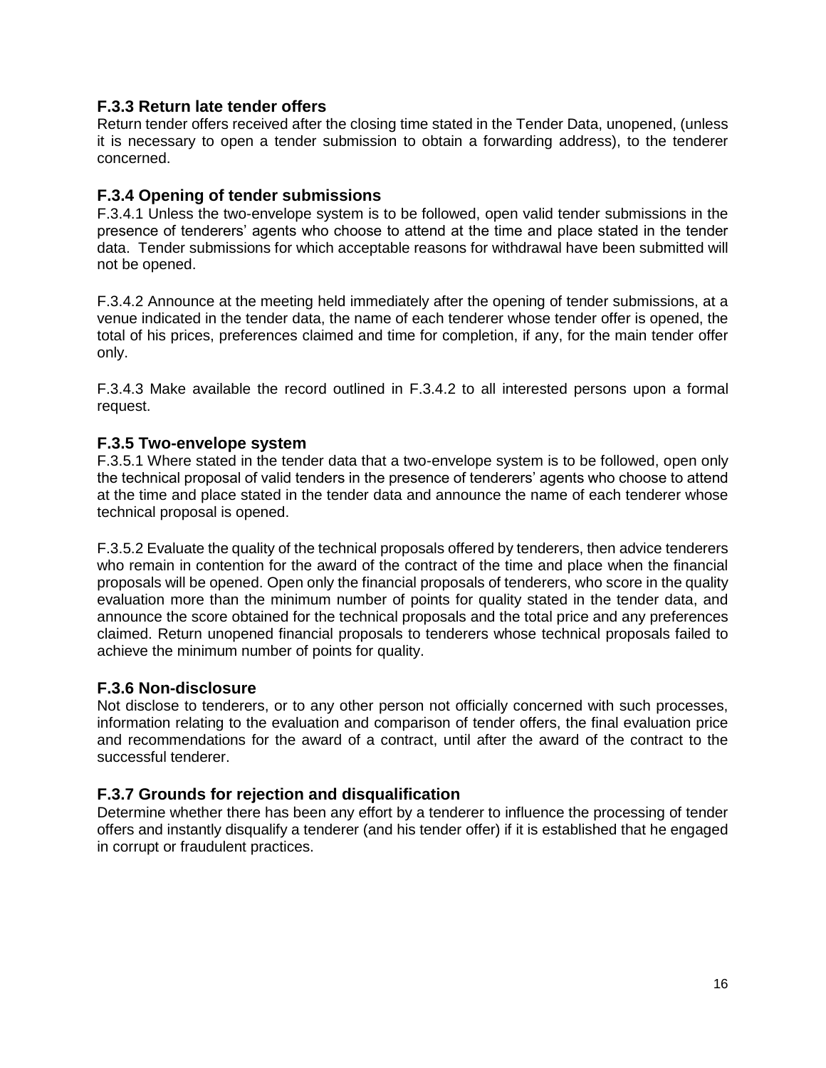### F.3.3 Return late tender offers

Return tender offers received after the closing time stated in the Tender Data, unopened, (unless it is necessary to open a tender submission to obtain a forwarding address), to the tenderer concerned.

### F.3.4 Opening of tender submissions

F.3.4.1 Unless the two-envelope system is to be followed, open valid tender submissions in the presence of tenderers' agents who choose to attend at the time and place stated in the tender data. Tender submissions for which acceptable reasons for withdrawal have been submitted will not be opened.

F.3.4.2 Announce at the meeting held immediately after the opening of tender submissions, at a venue indicated in the tender data, the name of each tenderer whose tender offer is opened, the total of his prices, preferences claimed and time for completion, if any, for the main tender offer only.

F.3.4.3 Make available the record outlined in F.3.4.2 to all interested persons upon a formal request.

### F.3.5 Two-envelope system

F.3.5.1 Where stated in the tender data that a two-envelope system is to be followed, open only the technical proposal of valid tenders in the presence of tenderers' agents who choose to attend at the time and place stated in the tender data and announce the name of each tenderer whose technical proposal is opened.

F.3.5.2 Evaluate the quality of the technical proposals offered by tenderers, then advice tenderers who remain in contention for the award of the contract of the time and place when the financial proposals will be opened. Open only the financial proposals of tenderers, who score in the quality evaluation more than the minimum number of points for quality stated in the tender data, and announce the score obtained for the technical proposals and the total price and any preferences claimed. Return unopened financial proposals to tenderers whose technical proposals failed to achieve the minimum number of points for quality.

### F.3.6 Non-disclosure

Not disclose to tenderers, or to any other person not officially concerned with such processes, information relating to the evaluation and comparison of tender offers, the final evaluation price and recommendations for the award of a contract, until after the award of the contract to the successful tenderer.

### F.3.7 Grounds for rejection and disqualification

Determine whether there has been any effort by a tenderer to influence the processing of tender offers and instantly disqualify a tenderer (and his tender offer) if it is established that he engaged in corrupt or fraudulent practices.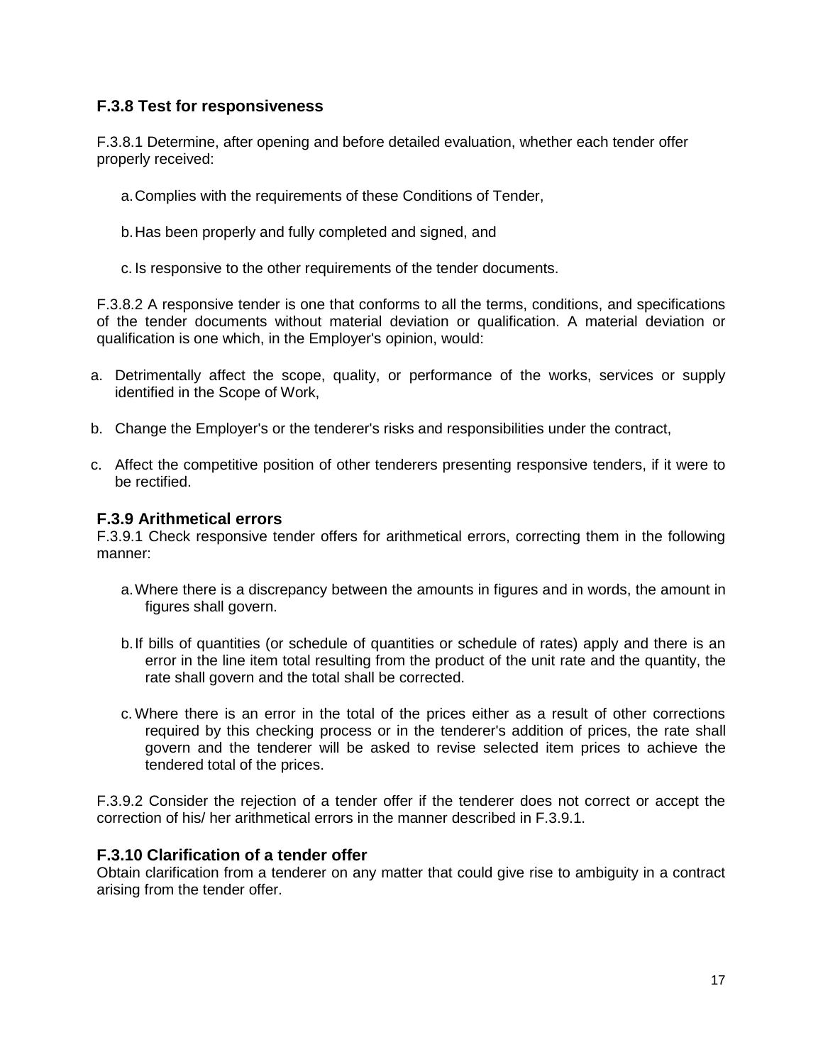### F.3.8 Test for responsiveness

F.3.8.1 Determine, after opening and before detailed evaluation, whether each tender offer properly received:

a. Complies with the requirements of these Conditions of Tender,

b. Has been properly and fully completed and signed, and

c. Is responsive to the other requirements of the tender documents.

F.3.8.2 A responsive tender is one that conforms to all the terms, conditions, and specifications of the tender documents without material deviation or qualification. A material deviation or qualification is one which, in the Employer's opinion, would:

a. Detrimentally affect the scope, quality, or performance of the works, services or supply identified in the Scope of Work,

b. Change the Employer's or the tenderer's risks and responsibilities under the contract,

c. Affect the competitive position of other tenderers presenting responsive tenders, if it were to be rectified.

### F.3.9 Arithmetical errors

F.3.9.1 Check responsive tender offers for arithmetical errors, correcting them in the following manner:

a. Where there is a discrepancy between the amounts in figures and in words, the amount in figures shall govern.

b. If bills of quantities (or schedule of quantities or schedule of rates) apply and there is an error in the line item total resulting from the product of the unit rate and the quantity, the rate shall govern and the total shall be corrected.

c. Where there is an error in the total of the prices either as a result of other corrections required by this checking process or in the tenderer's addition of prices, the rate shall govern and the tenderer will be asked to revise selected item prices to achieve the tendered total of the prices.

F.3.9.2 Consider the rejection of a tender offer if the tenderer does not correct or accept the correction of his/ her arithmetical errors in the manner described in F.3.9.1.

### F.3.10 Clarification of a tender offer

Obtain clarification from a tenderer on any matter that could give rise to ambiguity in a contract arising from the tender offer.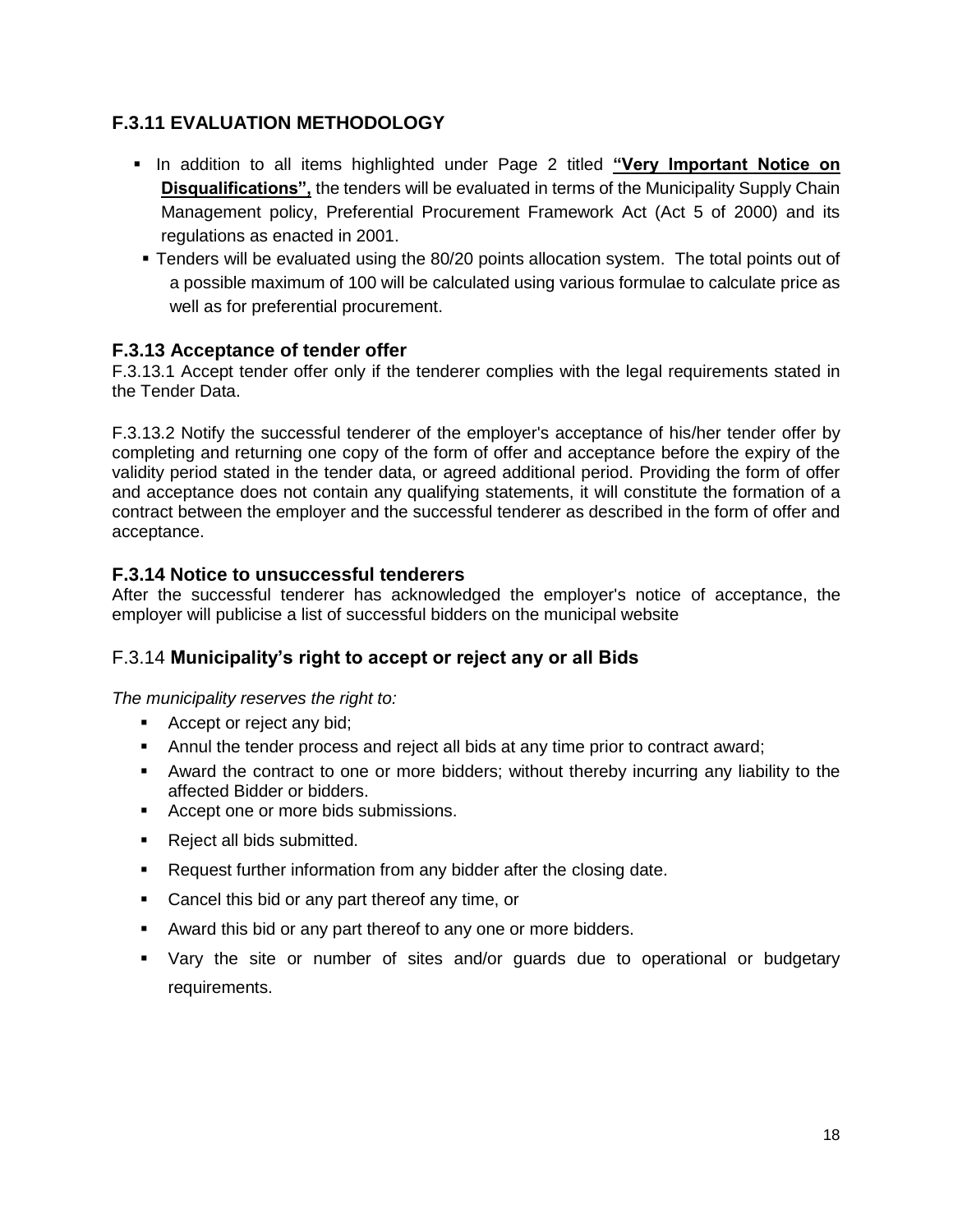### F.3.11 EVALUATION METHODOLOGY

- In addition to all items highlighted under Page 2 titled **"Very Important Notice on Disqualifications",** the tenders will be evaluated in terms of the Municipality Supply Chain Management policy, Preferential Procurement Framework Act (Act 5 of 2000) and its regulations as enacted in 2001.
- Tenders will be evaluated using the 80/20 points allocation system. The total points out of a possible maximum of 100 will be calculated using various formulae to calculate price as well as for preferential procurement.

### F.3.13 Acceptance of tender offer

F.3.13.1 Accept tender offer only if the tenderer complies with the legal requirements stated in the Tender Data.

F.3.13.2 Notify the successful tenderer of the employer's acceptance of his/her tender offer by completing and returning one copy of the form of offer and acceptance before the expiry of the validity period stated in the tender data, or agreed additional period. Providing the form of offer and acceptance does not contain any qualifying statements, it will constitute the formation of a contract between the employer and the successful tenderer as described in the form of offer and acceptance.

### F.3.14 Notice to unsuccessful tenderers

After the successful tenderer has acknowledged the employer's notice of acceptance, the employer will publicise a list of successful bidders on the municipal website

### F.3.14 **Municipality's right to accept or reject any or all Bids**

*The municipality reserves the right to:*

- Accept or reject any bid;
- Annul the tender process and reject all bids at any time prior to contract award;
- Award the contract to one or more bidders; without thereby incurring any liability to the affected Bidder or bidders.
- Accept one or more bids submissions.
- Reject all bids submitted.
- Request further information from any bidder after the closing date.
- Cancel this bid or any part thereof any time, or
- Award this bid or any part thereof to any one or more bidders.
- Vary the site or number of sites and/or guards due to operational or budgetary requirements.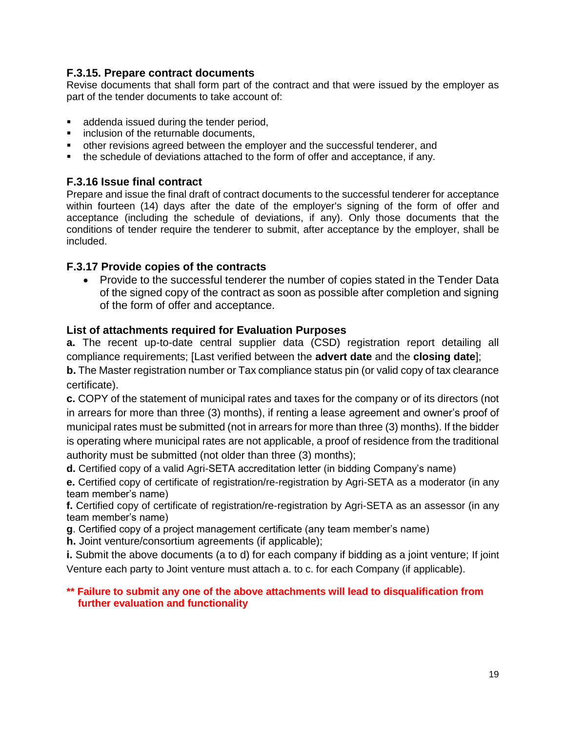### F.3.15. Prepare contract documents

Revise documents that shall form part of the contract and that were issued by the employer as part of the tender documents to take account of:

- addenda issued during the tender period,
- inclusion of the returnable documents,
- other revisions agreed between the employer and the successful tenderer, and
- the schedule of deviations attached to the form of offer and acceptance, if any.

### F.3.16 Issue final contract

Prepare and issue the final draft of contract documents to the successful tenderer for acceptance within fourteen (14) days after the date of the employer's signing of the form of offer and acceptance (including the schedule of deviations, if any). Only those documents that the conditions of tender require the tenderer to submit, after acceptance by the employer, shall be included.

### F.3.17 Provide copies of the contracts

- Provide to the successful tenderer the number of copies stated in the Tender Data of the signed copy of the contract as soon as possible after completion and signing of the form of offer and acceptance.

### List of attachments required for Evaluation Purposes

**a.** The recent up-to-date central supplier data (CSD) registration report detailing all compliance requirements; [Last verified between the **advert date** and the **closing date**];

**b.** The Master registration number or Tax compliance status pin (or valid copy of tax clearance certificate).

**c.** COPY of the statement of municipal rates and taxes for the company or of its directors (not in arrears for more than three (3) months), if renting a lease agreement and owner's proof of municipal rates must be submitted (not in arrears for more than three (3) months). If the bidder is operating where municipal rates are not applicable, a proof of residence from the traditional authority must be submitted (not older than three (3) months);

**d.** Certified copy of a valid Agri-SETA accreditation letter (in bidding Company's name)

**e.** Certified copy of certificate of registration/re-registration by Agri-SETA as a moderator (in any team member's name)

**f.** Certified copy of certificate of registration/re-registration by Agri-SETA as an assessor (in any team member's name)

**g**. Certified copy of a project management certificate (any team member's name)

**h.** Joint venture/consortium agreements (if applicable);

**i.** Submit the above documents (a to d) for each company if bidding as a joint venture; If joint Venture each party to Joint venture must attach a. to c. for each Company (if applicable).

**\*\* Failure to submit any one of the above attachments will lead to disqualification from further evaluation and functionality**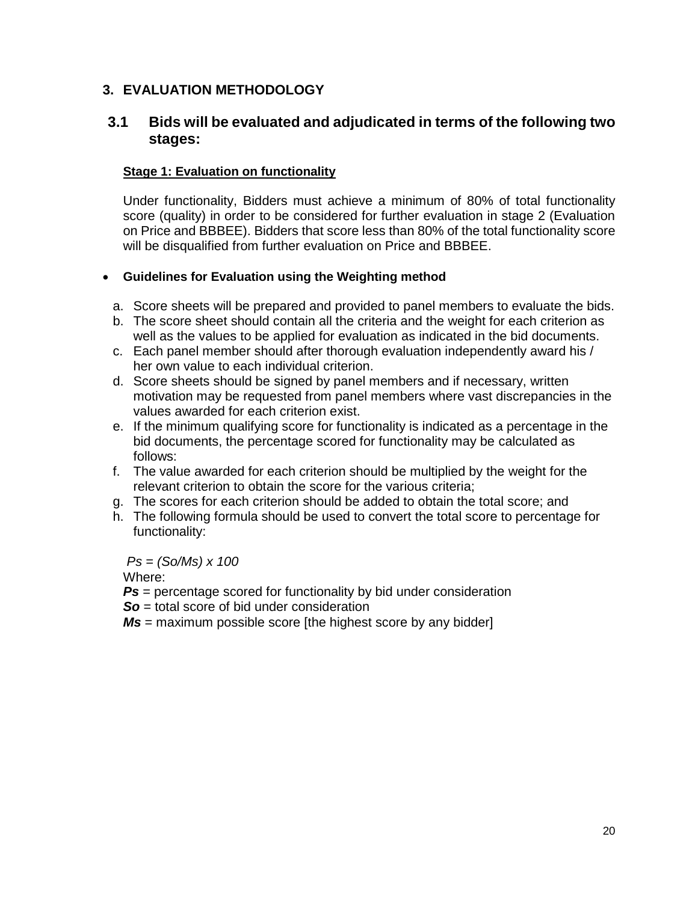## 3. EVALUATION METHODOLOGY

### 3.1 Bids will be evaluated and adjudicated in terms of the following two stages:

**Stage 1: Evaluation on functionality**

Under functionality, Bidders must achieve a minimum of 80% of total functionality score (quality) in order to be considered for further evaluation in stage 2 (Evaluation on Price and BBBEE). Bidders that score less than 80% of the total functionality score will be disqualified from further evaluation on Price and BBBEE.

- **Guidelines for Evaluation using the Weighting method**

a. Score sheets will be prepared and provided to panel members to evaluate the bids.
b. The score sheet should contain all the criteria and the weight for each criterion as well as the values to be applied for evaluation as indicated in the bid documents.
c. Each panel member should after thorough evaluation independently award his / her own value to each individual criterion.
d. Score sheets should be signed by panel members and if necessary, written motivation may be requested from panel members where vast discrepancies in the values awarded for each criterion exist.
e. If the minimum qualifying score for functionality is indicated as a percentage in the bid documents, the percentage scored for functionality may be calculated as follows:
f. The value awarded for each criterion should be multiplied by the weight for the relevant criterion to obtain the score for the various criteria;
g. The scores for each criterion should be added to obtain the total score; and
h. The following formula should be used to convert the total score to percentage for functionality:

$$Ps = (So/Ms) \times 100$$

Where:

***Ps*** = percentage scored for functionality by bid under consideration

***So*** = total score of bid under consideration

***Ms*** = maximum possible score [the highest score by any bidder]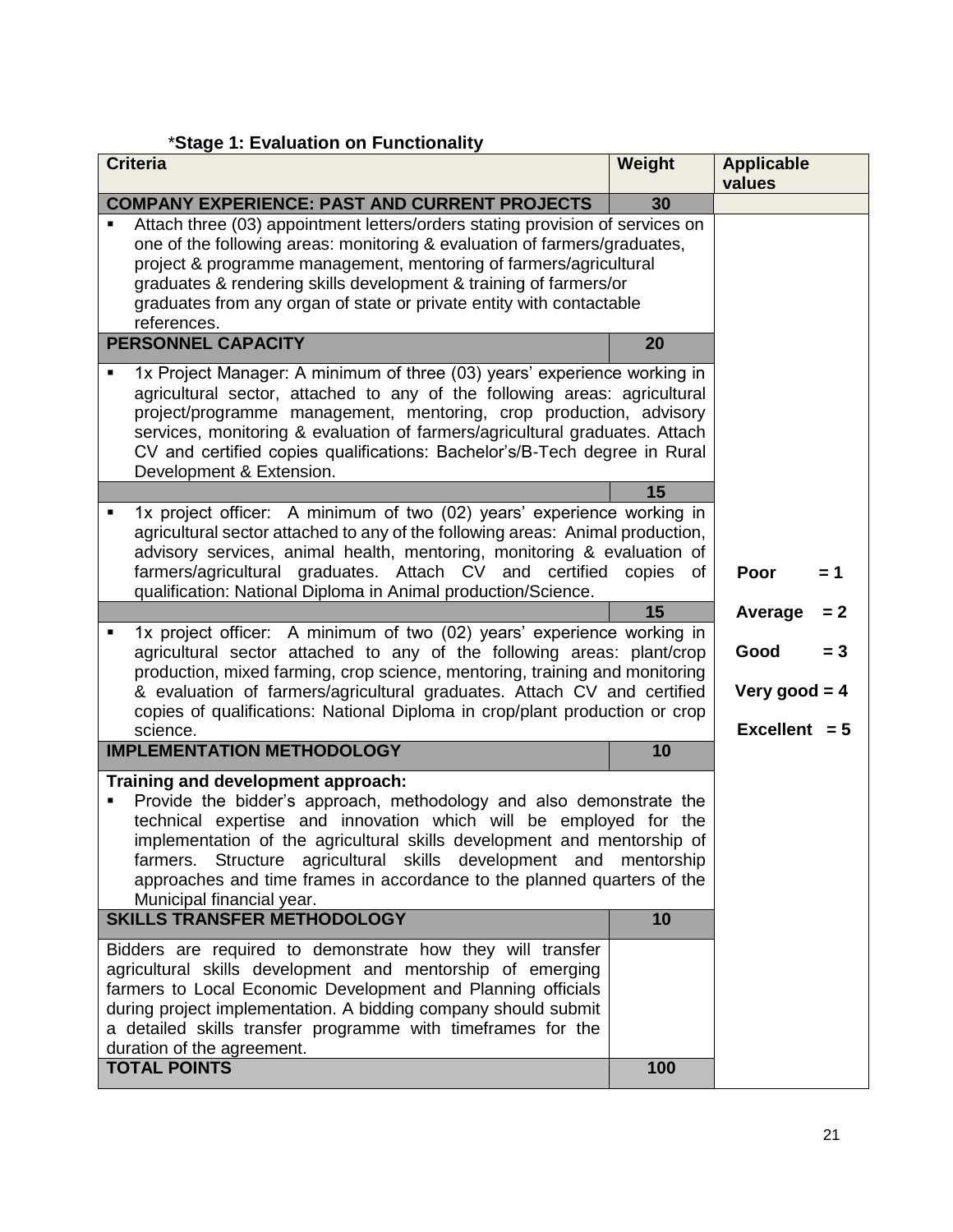### *Stage 1: Evaluation on Functionality

| Criteria | Weight | Applicable values |
|---|---|---|
| **COMPANY EXPERIENCE: PAST AND CURRENT PROJECTS** | **30** | |
| ▪ Attach three (03) appointment letters/orders stating provision of services on one of the following areas: monitoring & evaluation of farmers/graduates, project & programme management, mentoring of farmers/agricultural graduates & rendering skills development & training of farmers/or graduates from any organ of state or private entity with contactable references. | | |
| **PERSONNEL CAPACITY** | **20** | |
| ▪ 1x Project Manager: A minimum of three (03) years' experience working in agricultural sector, attached to any of the following areas: agricultural project/programme management, mentoring, crop production, advisory services, monitoring & evaluation of farmers/agricultural graduates. Attach CV and certified copies qualifications: Bachelor's/B-Tech degree in Rural Development & Extension. | | |
| | **15** | |
| ▪ 1x project officer: A minimum of two (02) years' experience working in agricultural sector attached to any of the following areas: Animal production, advisory services, animal health, mentoring, monitoring & evaluation of farmers/agricultural graduates. Attach CV and certified copies of qualification: National Diploma in Animal production/Science. | | **Poor = 1** |
| | **15** | **Average = 2** |
| ▪ 1x project officer: A minimum of two (02) years' experience working in agricultural sector attached to any of the following areas: plant/crop production, mixed farming, crop science, mentoring, training and monitoring & evaluation of farmers/agricultural graduates. Attach CV and certified copies of qualifications: National Diploma in crop/plant production or crop science. | | **Good = 3**<br>**Very good = 4**<br>**Excellent = 5** |
| **IMPLEMENTATION METHODOLOGY** | **10** | |
| **Training and development approach:**<br>▪ Provide the bidder's approach, methodology and also demonstrate the technical expertise and innovation which will be employed for the implementation of the agricultural skills development and mentorship of farmers. Structure agricultural skills development and mentorship approaches and time frames in accordance to the planned quarters of the Municipal financial year. | | |
| **SKILLS TRANSFER METHODOLOGY** | **10** | |
| Bidders are required to demonstrate how they will transfer agricultural skills development and mentorship of emerging farmers to Local Economic Development and Planning officials during project implementation. A bidding company should submit a detailed skills transfer programme with timeframes for the duration of the agreement. | | |
| **TOTAL POINTS** | **100** | |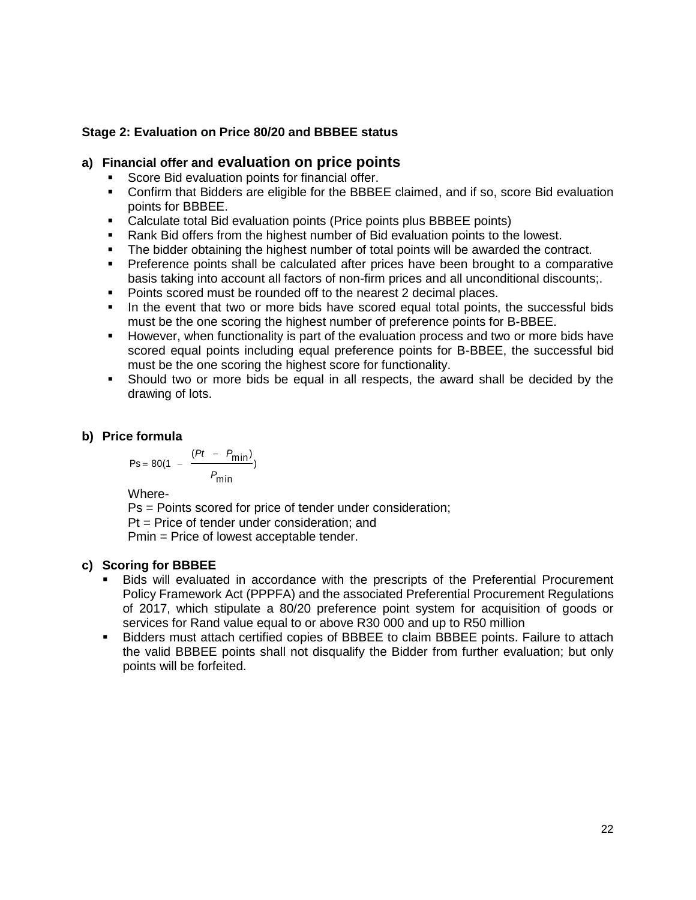**Stage 2: Evaluation on Price 80/20 and BBBEE status**

**a) Financial offer and evaluation on price points**

- Score Bid evaluation points for financial offer.
- Confirm that Bidders are eligible for the BBBEE claimed, and if so, score Bid evaluation points for BBBEE.
- Calculate total Bid evaluation points (Price points plus BBBEE points)
- Rank Bid offers from the highest number of Bid evaluation points to the lowest.
- The bidder obtaining the highest number of total points will be awarded the contract.
- Preference points shall be calculated after prices have been brought to a comparative basis taking into account all factors of non-firm prices and all unconditional discounts;.
- Points scored must be rounded off to the nearest 2 decimal places.
- In the event that two or more bids have scored equal total points, the successful bids must be the one scoring the highest number of preference points for B-BBEE.
- However, when functionality is part of the evaluation process and two or more bids have scored equal points including equal preference points for B-BBEE, the successful bid must be the one scoring the highest score for functionality.
- Should two or more bids be equal in all respects, the award shall be decided by the drawing of lots.

**b) Price formula**

$$Ps = 80\left(1 - \frac{(Pt - P_{\min})}{P_{\min}}\right)$$

Where-

Ps = Points scored for price of tender under consideration;

Pt = Price of tender under consideration; and

Pmin = Price of lowest acceptable tender.

**c) Scoring for BBBEE**

- Bids will evaluated in accordance with the prescripts of the Preferential Procurement Policy Framework Act (PPPFA) and the associated Preferential Procurement Regulations of 2017, which stipulate a 80/20 preference point system for acquisition of goods or services for Rand value equal to or above R30 000 and up to R50 million
- Bidders must attach certified copies of BBBEE to claim BBBEE points. Failure to attach the valid BBBEE points shall not disqualify the Bidder from further evaluation; but only points will be forfeited.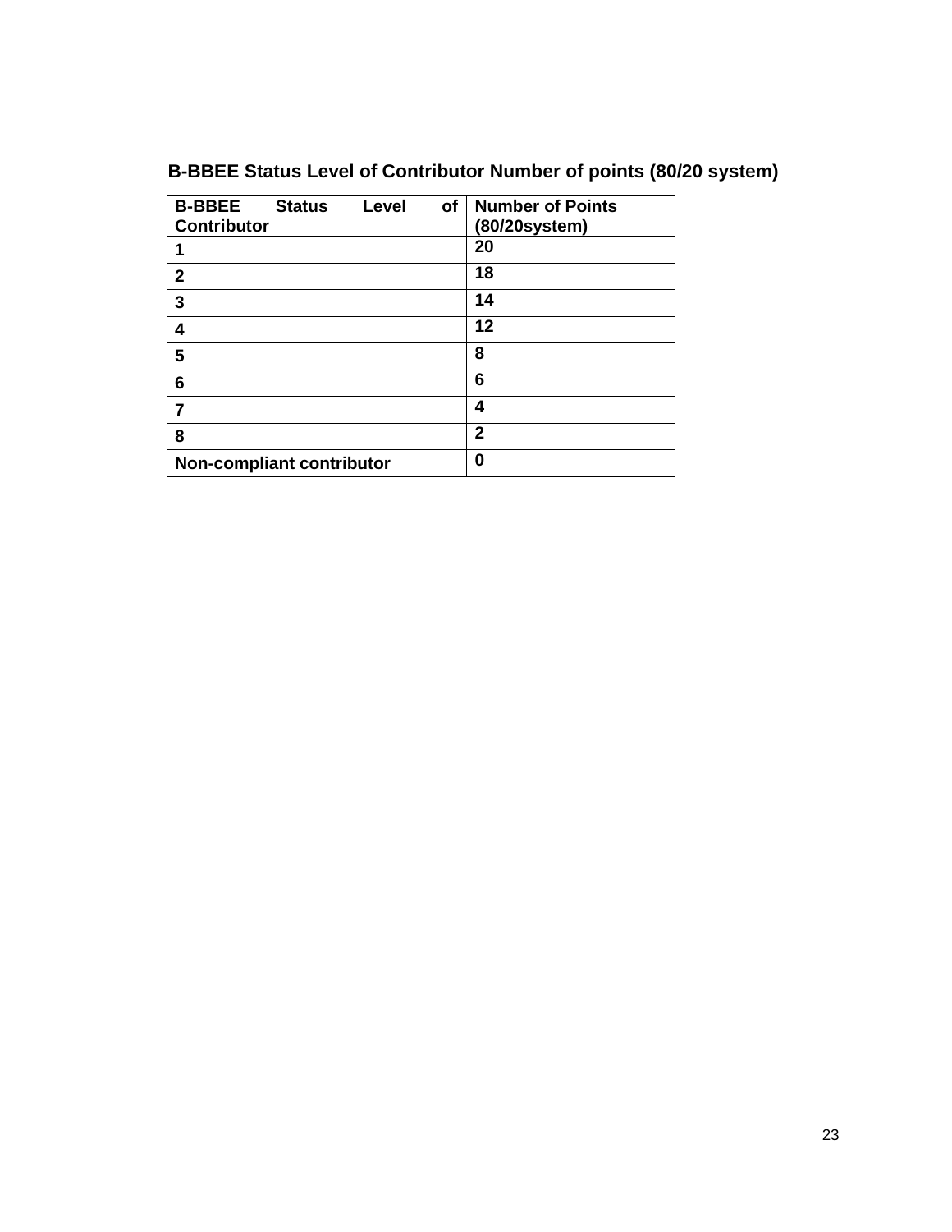**B-BBEE Status Level of Contributor Number of points (80/20 system)**

| B-BBEE Status Level of Contributor | Number of Points (80/20system) |
|---|---|
| 1 | 20 |
| 2 | 18 |
| 3 | 14 |
| 4 | 12 |
| 5 | 8 |
| 6 | 6 |
| 7 | 4 |
| 8 | 2 |
| Non-compliant contributor | 0 |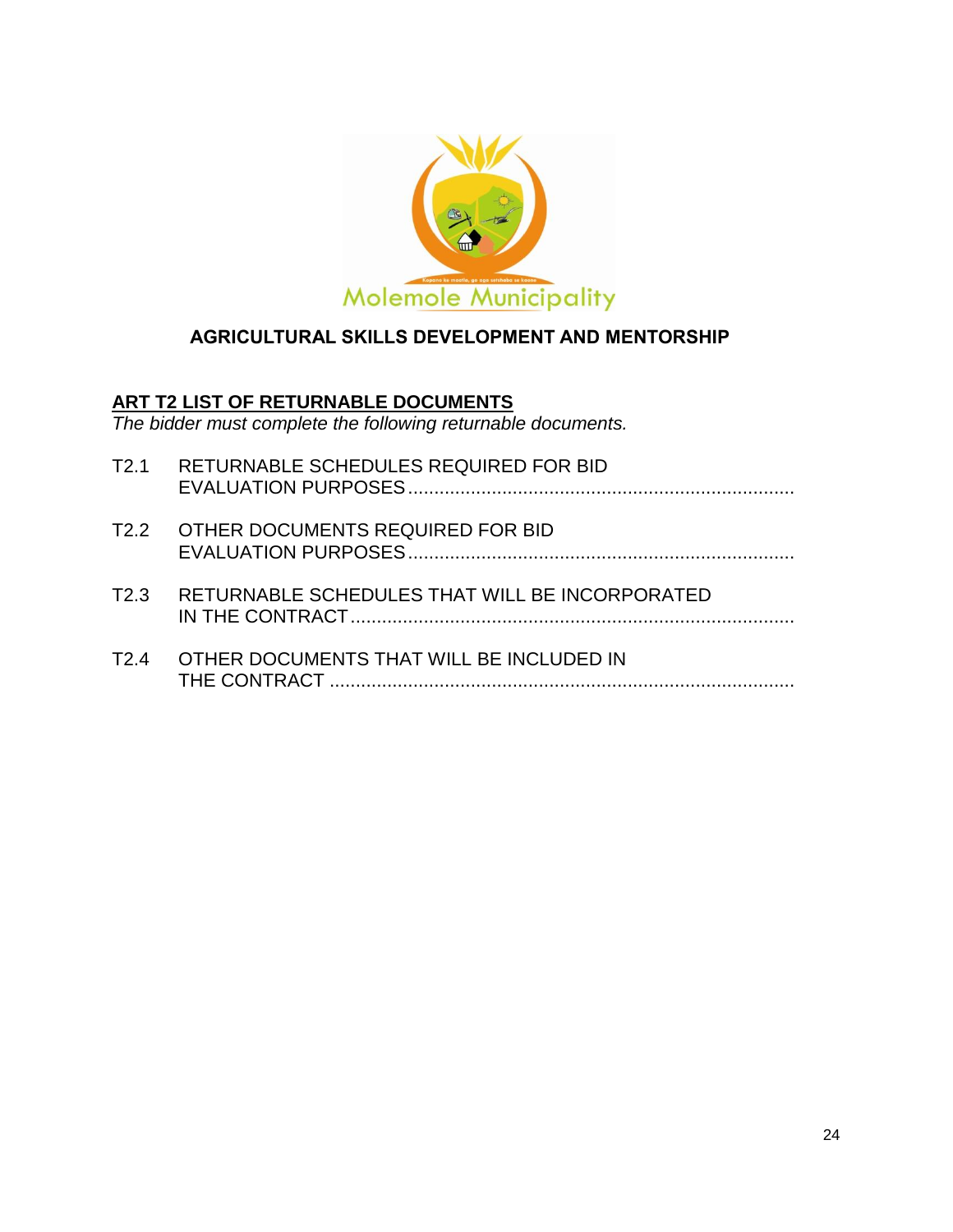Molemole Municipality

## AGRICULTURAL SKILLS DEVELOPMENT AND MENTORSHIP

### ART T2 LIST OF RETURNABLE DOCUMENTS

*The bidder must complete the following returnable documents.*

T2.1 RETURNABLE SCHEDULES REQUIRED FOR BID EVALUATION PURPOSES........................................................................

T2.2 OTHER DOCUMENTS REQUIRED FOR BID EVALUATION PURPOSES........................................................................

T2.3 RETURNABLE SCHEDULES THAT WILL BE INCORPORATED IN THE CONTRACT....................................................................................

T2.4 OTHER DOCUMENTS THAT WILL BE INCLUDED IN THE CONTRACT ........................................................................................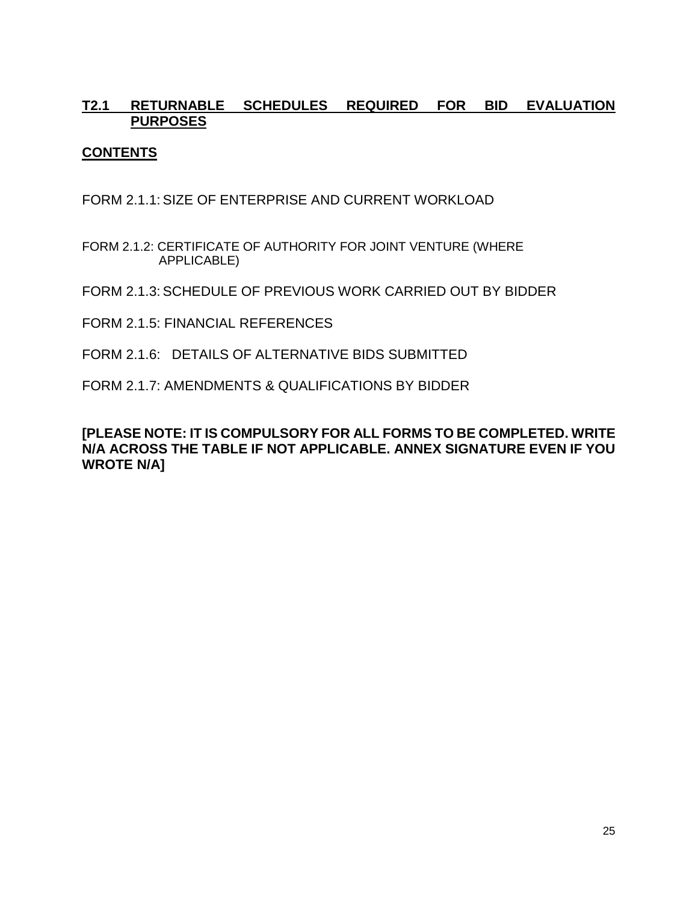## T2.1 RETURNABLE SCHEDULES REQUIRED FOR BID EVALUATION PURPOSES

### CONTENTS

FORM 2.1.1: SIZE OF ENTERPRISE AND CURRENT WORKLOAD

FORM 2.1.2: CERTIFICATE OF AUTHORITY FOR JOINT VENTURE (WHERE APPLICABLE)

FORM 2.1.3: SCHEDULE OF PREVIOUS WORK CARRIED OUT BY BIDDER

FORM 2.1.5: FINANCIAL REFERENCES

FORM 2.1.6: DETAILS OF ALTERNATIVE BIDS SUBMITTED

FORM 2.1.7: AMENDMENTS & QUALIFICATIONS BY BIDDER

**[PLEASE NOTE: IT IS COMPULSORY FOR ALL FORMS TO BE COMPLETED. WRITE N/A ACROSS THE TABLE IF NOT APPLICABLE. ANNEX SIGNATURE EVEN IF YOU WROTE N/A]**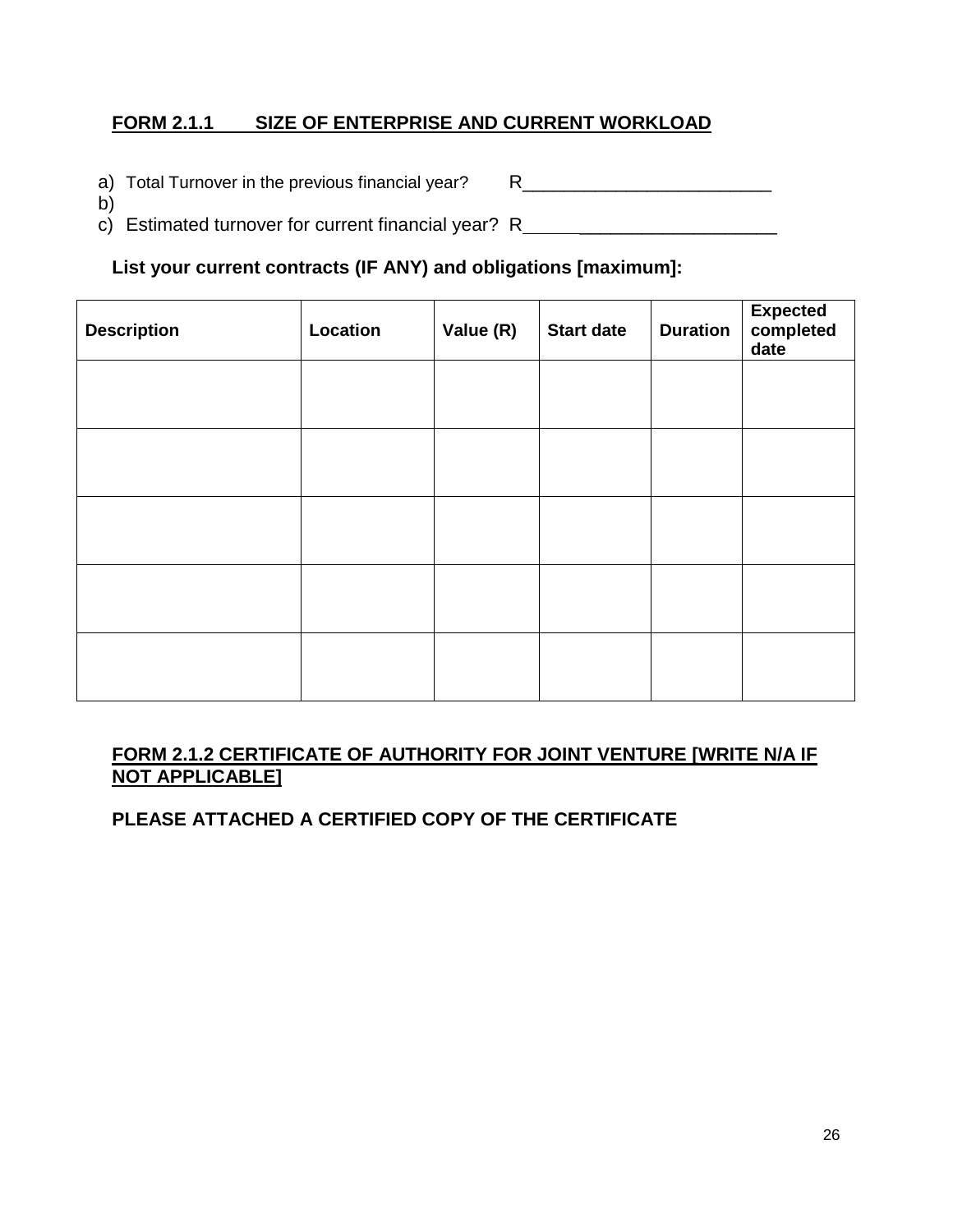**<u>FORM 2.1.1 SIZE OF ENTERPRISE AND CURRENT WORKLOAD</u>**

a) Total Turnover in the previous financial year? R_________________________

b)

c) Estimated turnover for current financial year? R_________________________

**List your current contracts (IF ANY) and obligations [maximum]:**

| Description | Location | Value (R) | Start date | Duration | Expected completed date |
|---|---|---|---|---|---|
| | | | | | |
| | | | | | |
| | | | | | |
| | | | | | |
| | | | | | |

**<u>FORM 2.1.2 CERTIFICATE OF AUTHORITY FOR JOINT VENTURE [WRITE N/A IF NOT APPLICABLE]</u>**

**PLEASE ATTACHED A CERTIFIED COPY OF THE CERTIFICATE**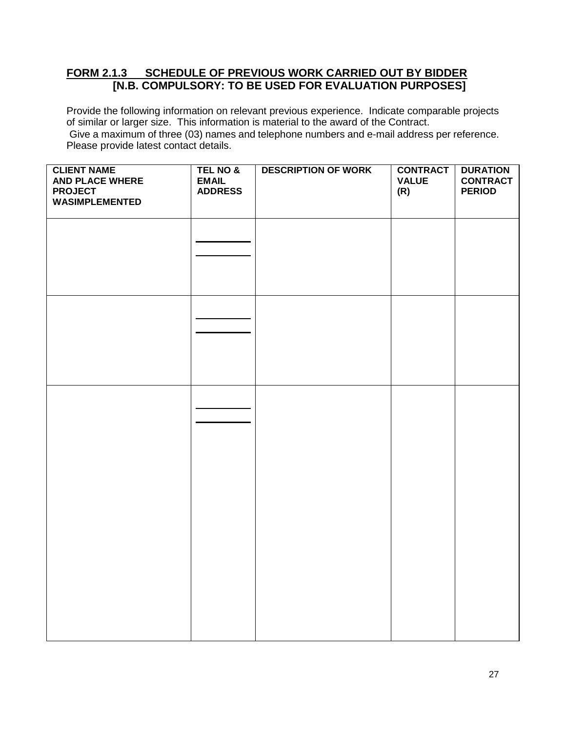## FORM 2.1.3 SCHEDULE OF PREVIOUS WORK CARRIED OUT BY BIDDER [N.B. COMPULSORY: TO BE USED FOR EVALUATION PURPOSES]

Provide the following information on relevant previous experience. Indicate comparable projects of similar or larger size. This information is material to the award of the Contract.
Give a maximum of three (03) names and telephone numbers and e-mail address per reference. Please provide latest contact details.

| CLIENT NAME AND PLACE WHERE PROJECT WASIMPLEMENTED | TEL NO & EMAIL ADDRESS | DESCRIPTION OF WORK | CONTRACT VALUE (R) | DURATION CONTRACT PERIOD |
|---|---|---|---|---|
| | | | | |
| | | | | |
| | | | | |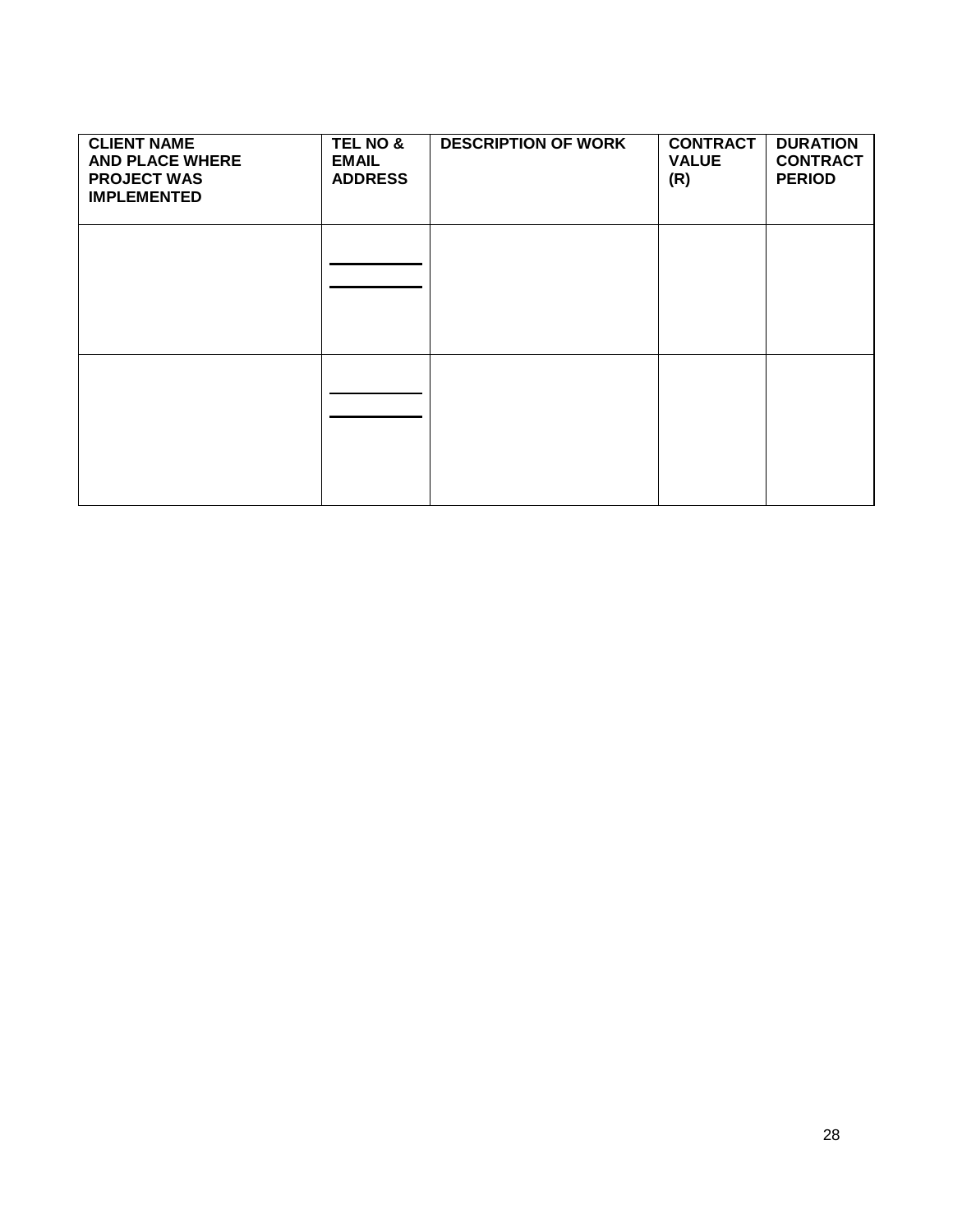| CLIENT NAME AND PLACE WHERE PROJECT WAS IMPLEMENTED | TEL NO & EMAIL ADDRESS | DESCRIPTION OF WORK | CONTRACT VALUE (R) | DURATION CONTRACT PERIOD |
|---|---|---|---|---|
| | | | | |
| | | | | |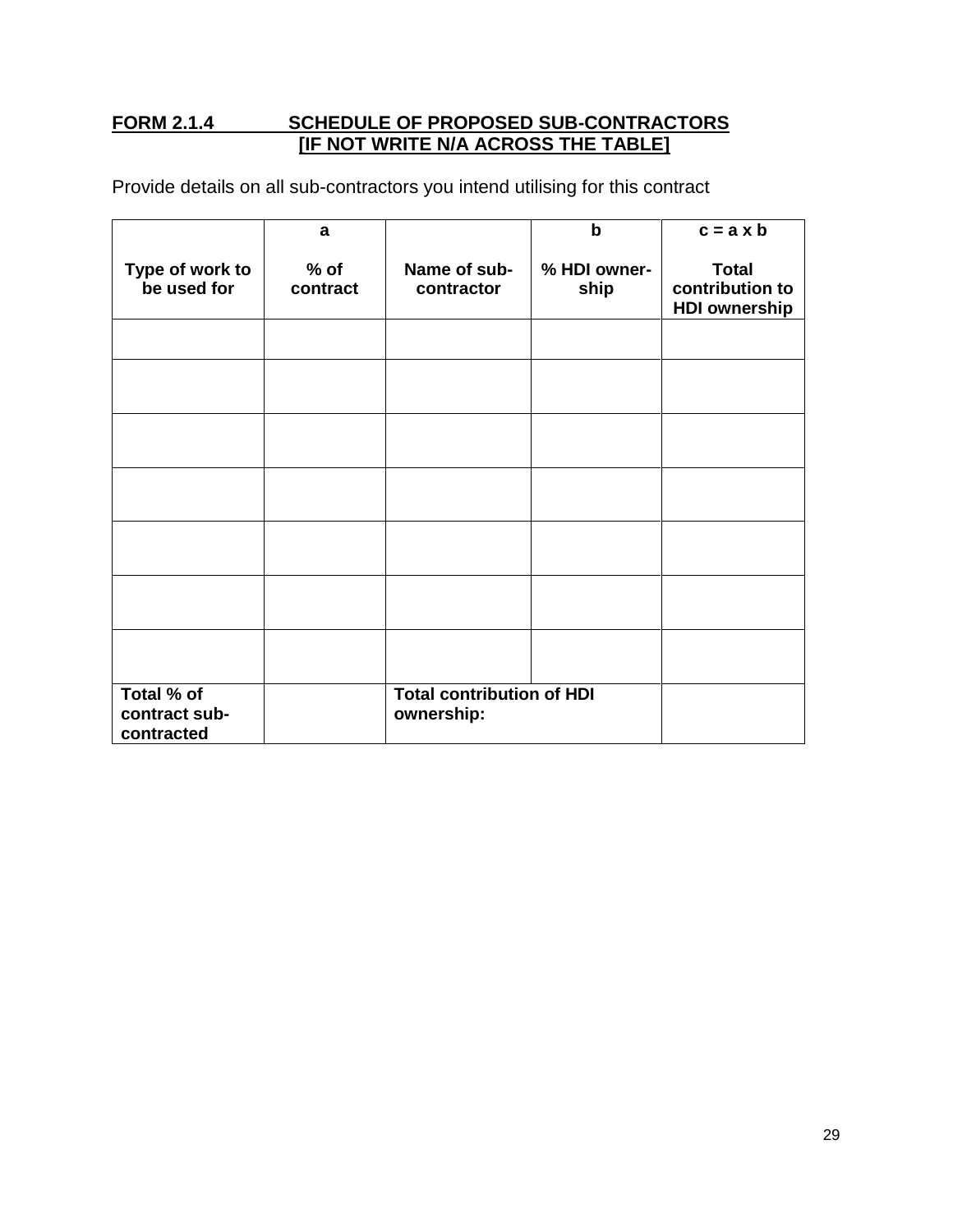## FORM 2.1.4 SCHEDULE OF PROPOSED SUB-CONTRACTORS [IF NOT WRITE N/A ACROSS THE TABLE]

Provide details on all sub-contractors you intend utilising for this contract

| Type of work to be used for | a<br>% of contract | Name of sub-contractor | b<br>% HDI owner-ship | c = a x b<br>Total contribution to HDI ownership |
|---|---|---|---|---|
| | | | | |
| | | | | |
| | | | | |
| | | | | |
| | | | | |
| | | | | |
| | | | | |
| **Total % of contract sub-contracted** | | **Total contribution of HDI ownership:** | | |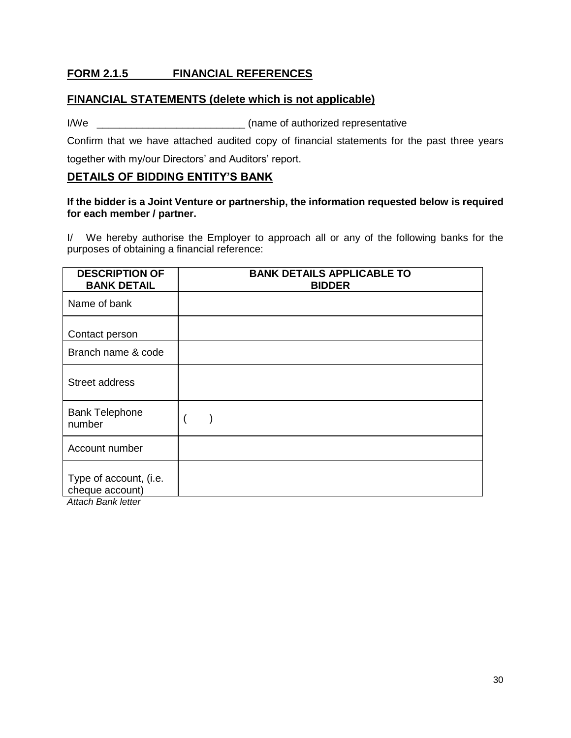## FORM 2.1.5 FINANCIAL REFERENCES

## FINANCIAL STATEMENTS (delete which is not applicable)

I/We __________________________ (name of authorized representative

Confirm that we have attached audited copy of financial statements for the past three years together with my/our Directors' and Auditors' report.

## DETAILS OF BIDDING ENTITY'S BANK

**If the bidder is a Joint Venture or partnership, the information requested below is required for each member / partner.**

I/ We hereby authorise the Employer to approach all or any of the following banks for the purposes of obtaining a financial reference:

| DESCRIPTION OF BANK DETAIL | BANK DETAILS APPLICABLE TO BIDDER |
|---|---|
| Name of bank | |
| Contact person | |
| Branch name & code | |
| Street address | |
| Bank Telephone number | (     ) |
| Account number | |
| Type of account, (i.e. cheque account) | |

*Attach Bank letter*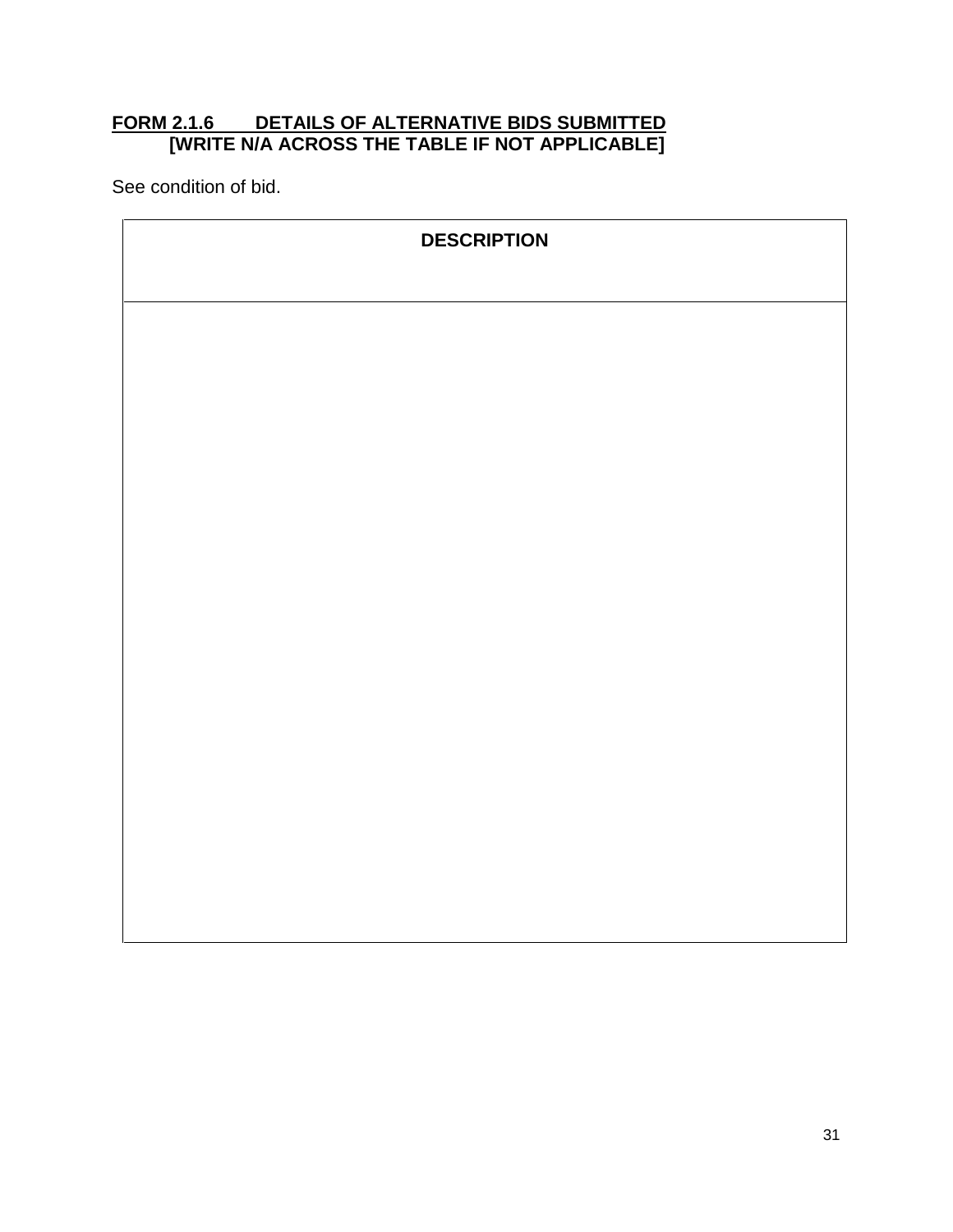## FORM 2.1.6 DETAILS OF ALTERNATIVE BIDS SUBMITTED [WRITE N/A ACROSS THE TABLE IF NOT APPLICABLE]

See condition of bid.

| DESCRIPTION |
| --- |
| |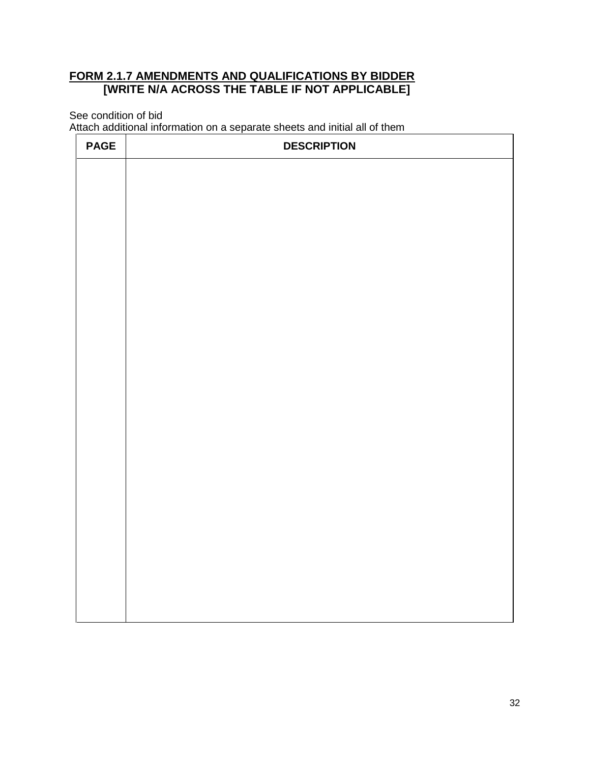**<u>FORM 2.1.7 AMENDMENTS AND QUALIFICATIONS BY BIDDER</u>**
**[WRITE N/A ACROSS THE TABLE IF NOT APPLICABLE]**

See condition of bid
Attach additional information on a separate sheets and initial all of them

| PAGE | DESCRIPTION |
|---|---|
| | |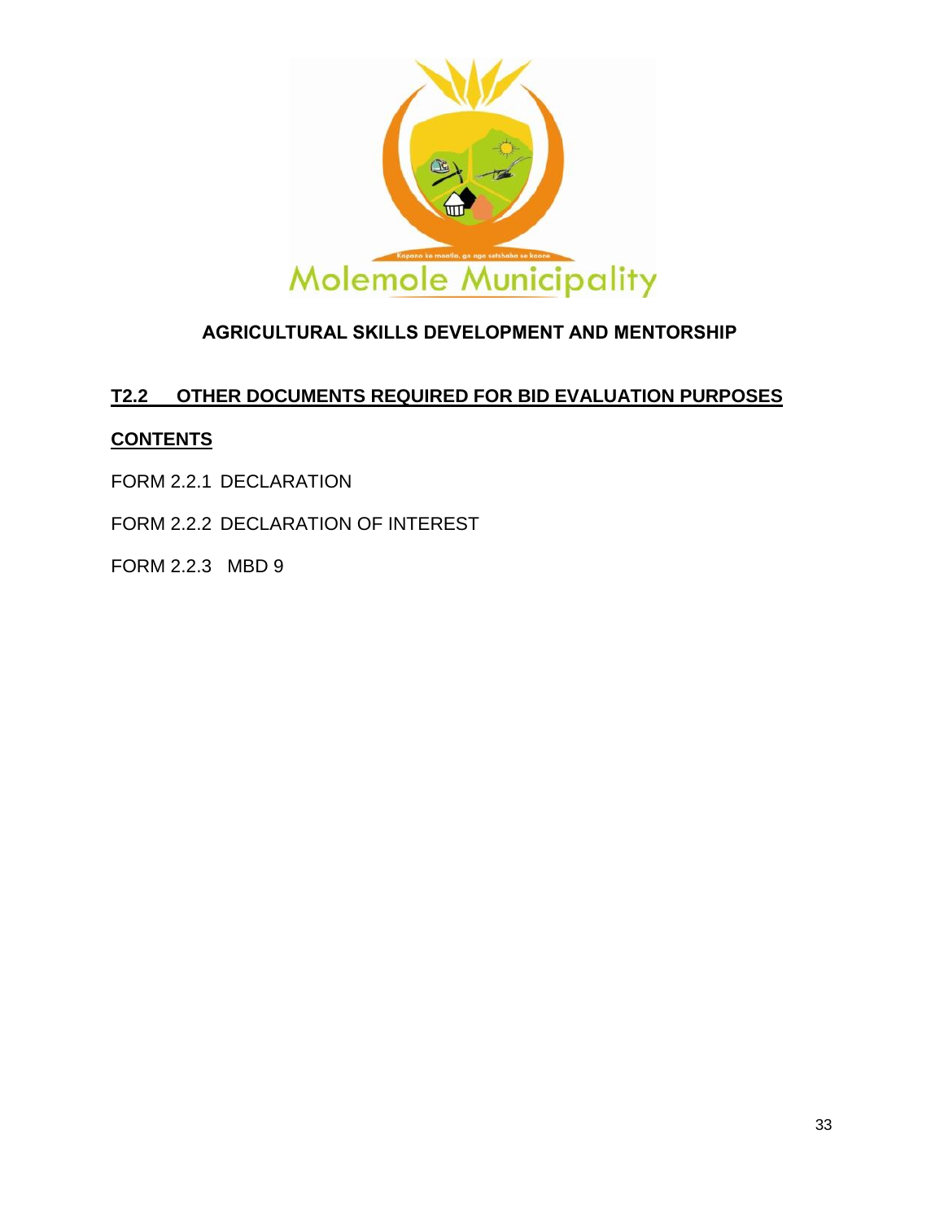Molemole Municipality

# AGRICULTURAL SKILLS DEVELOPMENT AND MENTORSHIP

## T2.2 OTHER DOCUMENTS REQUIRED FOR BID EVALUATION PURPOSES

### CONTENTS

FORM 2.2.1 DECLARATION

FORM 2.2.2 DECLARATION OF INTEREST

FORM 2.2.3 MBD 9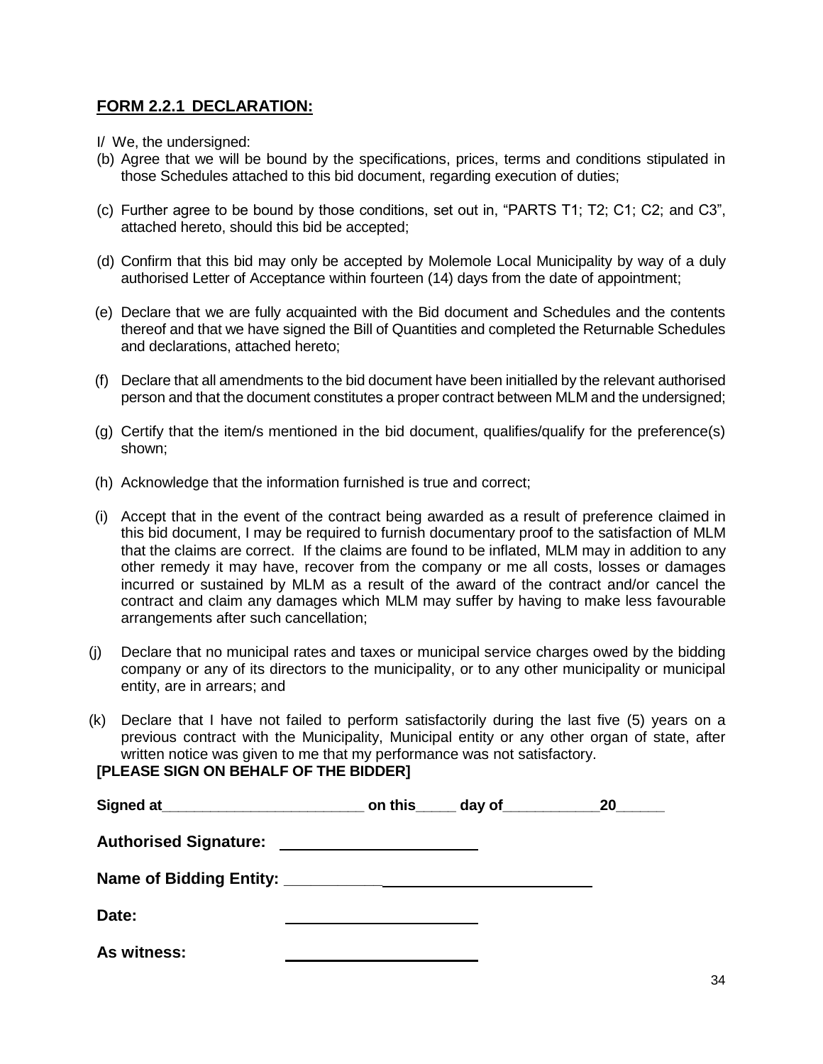## FORM 2.2.1 DECLARATION:

I/ We, the undersigned:

(b) Agree that we will be bound by the specifications, prices, terms and conditions stipulated in those Schedules attached to this bid document, regarding execution of duties;

(c) Further agree to be bound by those conditions, set out in, "PARTS T1; T2; C1; C2; and C3", attached hereto, should this bid be accepted;

(d) Confirm that this bid may only be accepted by Molemole Local Municipality by way of a duly authorised Letter of Acceptance within fourteen (14) days from the date of appointment;

(e) Declare that we are fully acquainted with the Bid document and Schedules and the contents thereof and that we have signed the Bill of Quantities and completed the Returnable Schedules and declarations, attached hereto;

(f) Declare that all amendments to the bid document have been initialled by the relevant authorised person and that the document constitutes a proper contract between MLM and the undersigned;

(g) Certify that the item/s mentioned in the bid document, qualifies/qualify for the preference(s) shown;

(h) Acknowledge that the information furnished is true and correct;

(i) Accept that in the event of the contract being awarded as a result of preference claimed in this bid document, I may be required to furnish documentary proof to the satisfaction of MLM that the claims are correct. If the claims are found to be inflated, MLM may in addition to any other remedy it may have, recover from the company or me all costs, losses or damages incurred or sustained by MLM as a result of the award of the contract and/or cancel the contract and claim any damages which MLM may suffer by having to make less favourable arrangements after such cancellation;

(j) Declare that no municipal rates and taxes or municipal service charges owed by the bidding company or any of its directors to the municipality, or to any other municipality or municipal entity, are in arrears; and

(k) Declare that I have not failed to perform satisfactorily during the last five (5) years on a previous contract with the Municipality, Municipal entity or any other organ of state, after written notice was given to me that my performance was not satisfactory.

**[PLEASE SIGN ON BEHALF OF THE BIDDER]**

**Signed at________________________ on this_____ day of____________20______**

**Authorised Signature:** ______________________

**Name of Bidding Entity:** ___________________________________

**Date:** ______________________

**As witness:** ______________________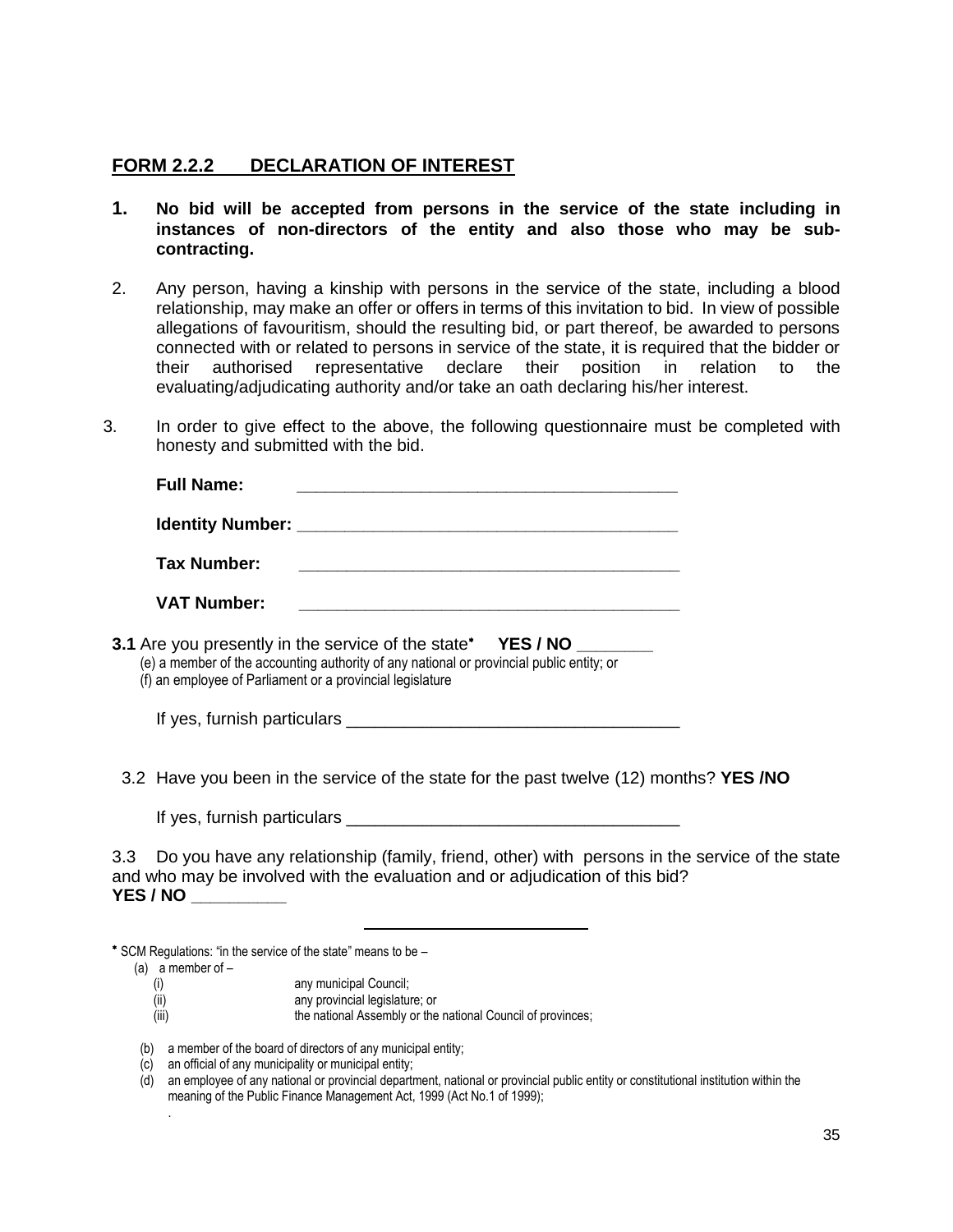## FORM 2.2.2 DECLARATION OF INTEREST

1. **No bid will be accepted from persons in the service of the state including in instances of non-directors of the entity and also those who may be sub-contracting.**

2. Any person, having a kinship with persons in the service of the state, including a blood relationship, may make an offer or offers in terms of this invitation to bid. In view of possible allegations of favouritism, should the resulting bid, or part thereof, be awarded to persons connected with or related to persons in service of the state, it is required that the bidder or their authorised representative declare their position in relation to the evaluating/adjudicating authority and/or take an oath declaring his/her interest.

3. In order to give effect to the above, the following questionnaire must be completed with honesty and submitted with the bid.

**Full Name:** ________________________________________

**Identity Number:** ________________________________________

**Tax Number:** ________________________________________

**VAT Number:** ________________________________________

**3.1** Are you presently in the service of the state* **YES / NO** ________
(e) a member of the accounting authority of any national or provincial public entity; or
(f) an employee of Parliament or a provincial legislature

If yes, furnish particulars ___________________________________

3.2 Have you been in the service of the state for the past twelve (12) months? **YES /NO**

If yes, furnish particulars ___________________________________

3.3 Do you have any relationship (family, friend, other) with persons in the service of the state and who may be involved with the evaluation and or adjudication of this bid?
**YES / NO** _________

---

* SCM Regulations: "in the service of the state" means to be –
(a) a member of –
(i) any municipal Council;
(ii) any provincial legislature; or
(iii) the national Assembly or the national Council of provinces;

(b) a member of the board of directors of any municipal entity;
(c) an official of any municipality or municipal entity;
(d) an employee of any national or provincial department, national or provincial public entity or constitutional institution within the meaning of the Public Finance Management Act, 1999 (Act No.1 of 1999);
.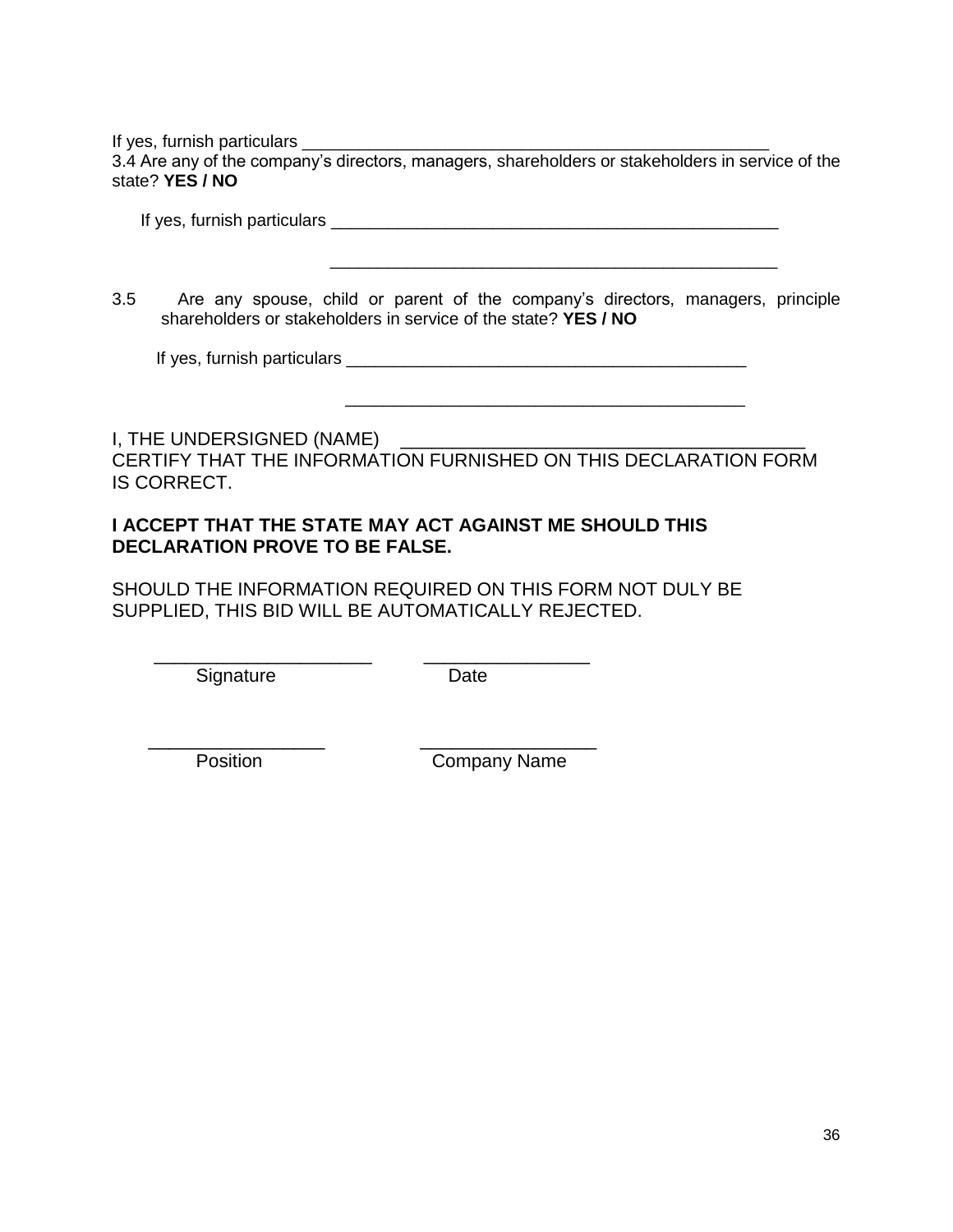If yes, furnish particulars ___________________________________________________

3.4 Are any of the company's directors, managers, shareholders or stakeholders in service of the state? **YES / NO**

If yes, furnish particulars _________________________________________________

_________________________________________________

3.5 Are any spouse, child or parent of the company's directors, managers, principle shareholders or stakeholders in service of the state? **YES / NO**

If yes, furnish particulars ____________________________________________

____________________________________________

I, THE UNDERSIGNED (NAME) ___________________________________________ CERTIFY THAT THE INFORMATION FURNISHED ON THIS DECLARATION FORM IS CORRECT.

**I ACCEPT THAT THE STATE MAY ACT AGAINST ME SHOULD THIS DECLARATION PROVE TO BE FALSE.**

SHOULD THE INFORMATION REQUIRED ON THIS FORM NOT DULY BE SUPPLIED, THIS BID WILL BE AUTOMATICALLY REJECTED.

_______________________ ________________

Signature Date

__________________ __________________

Position Company Name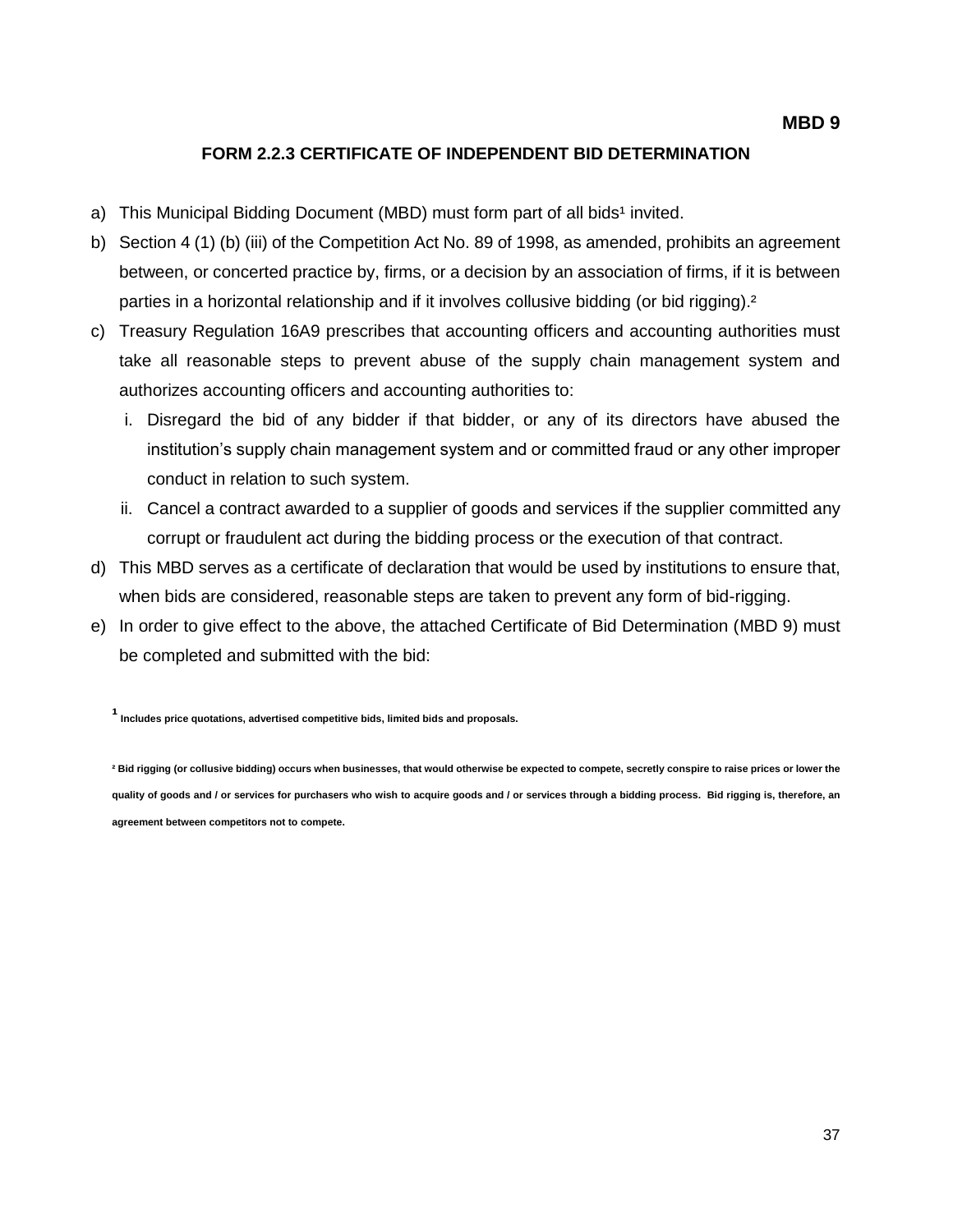**MBD 9**

## FORM 2.2.3 CERTIFICATE OF INDEPENDENT BID DETERMINATION

a) This Municipal Bidding Document (MBD) must form part of all bids[1] invited.

b) Section 4 (1) (b) (iii) of the Competition Act No. 89 of 1998, as amended, prohibits an agreement between, or concerted practice by, firms, or a decision by an association of firms, if it is between parties in a horizontal relationship and if it involves collusive bidding (or bid rigging).[2]

c) Treasury Regulation 16A9 prescribes that accounting officers and accounting authorities must take all reasonable steps to prevent abuse of the supply chain management system and authorizes accounting officers and accounting authorities to:

   i. Disregard the bid of any bidder if that bidder, or any of its directors have abused the institution's supply chain management system and or committed fraud or any other improper conduct in relation to such system.

   ii. Cancel a contract awarded to a supplier of goods and services if the supplier committed any corrupt or fraudulent act during the bidding process or the execution of that contract.

d) This MBD serves as a certificate of declaration that would be used by institutions to ensure that, when bids are considered, reasonable steps are taken to prevent any form of bid-rigging.

e) In order to give effect to the above, the attached Certificate of Bid Determination (MBD 9) must be completed and submitted with the bid:

[1] **Includes price quotations, advertised competitive bids, limited bids and proposals.**

[2] **Bid rigging (or collusive bidding) occurs when businesses, that would otherwise be expected to compete, secretly conspire to raise prices or lower the quality of goods and / or services for purchasers who wish to acquire goods and / or services through a bidding process. Bid rigging is, therefore, an agreement between competitors not to compete.**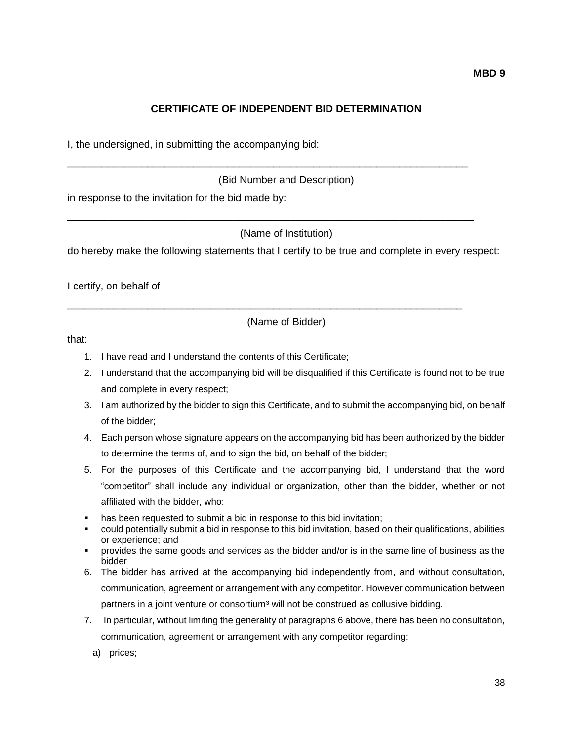**MBD 9**

## CERTIFICATE OF INDEPENDENT BID DETERMINATION

I, the undersigned, in submitting the accompanying bid:

_______________________________________________________________________

(Bid Number and Description)

in response to the invitation for the bid made by:

_______________________________________________________________________

(Name of Institution)

do hereby make the following statements that I certify to be true and complete in every respect:

I certify, on behalf of

_______________________________________________________________________

(Name of Bidder)

that:

1. I have read and I understand the contents of this Certificate;
2. I understand that the accompanying bid will be disqualified if this Certificate is found not to be true and complete in every respect;
3. I am authorized by the bidder to sign this Certificate, and to submit the accompanying bid, on behalf of the bidder;
4. Each person whose signature appears on the accompanying bid has been authorized by the bidder to determine the terms of, and to sign the bid, on behalf of the bidder;
5. For the purposes of this Certificate and the accompanying bid, I understand that the word "competitor" shall include any individual or organization, other than the bidder, whether or not affiliated with the bidder, who:

- has been requested to submit a bid in response to this bid invitation;
- could potentially submit a bid in response to this bid invitation, based on their qualifications, abilities or experience; and
- provides the same goods and services as the bidder and/or is in the same line of business as the bidder

6. The bidder has arrived at the accompanying bid independently from, and without consultation, communication, agreement or arrangement with any competitor. However communication between partners in a joint venture or consortium[3] will not be construed as collusive bidding.
7. In particular, without limiting the generality of paragraphs 6 above, there has been no consultation, communication, agreement or arrangement with any competitor regarding:

   a) prices;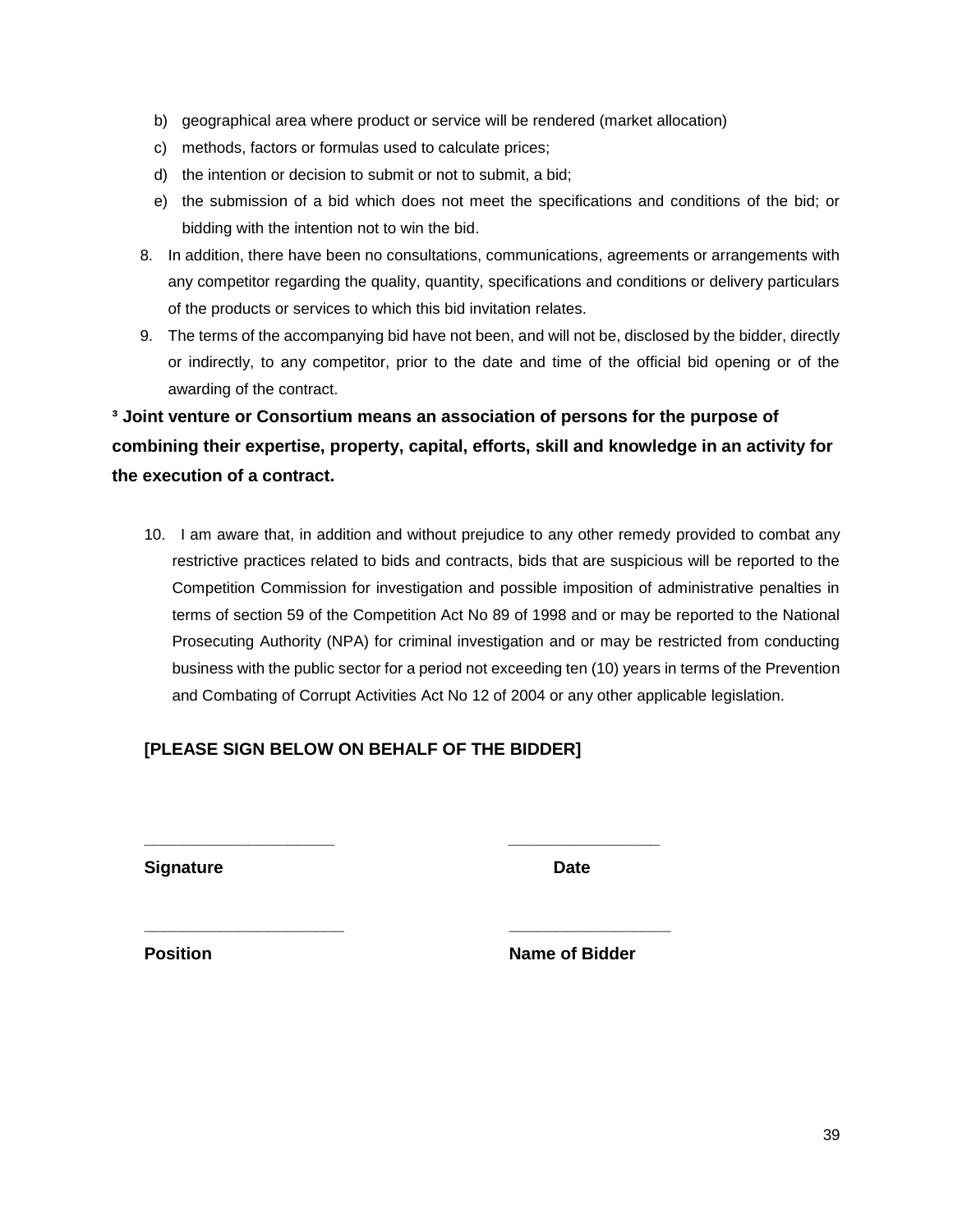b) geographical area where product or service will be rendered (market allocation)
c) methods, factors or formulas used to calculate prices;
d) the intention or decision to submit or not to submit, a bid;
e) the submission of a bid which does not meet the specifications and conditions of the bid; or bidding with the intention not to win the bid.

8. In addition, there have been no consultations, communications, agreements or arrangements with any competitor regarding the quality, quantity, specifications and conditions or delivery particulars of the products or services to which this bid invitation relates.
9. The terms of the accompanying bid have not been, and will not be, disclosed by the bidder, directly or indirectly, to any competitor, prior to the date and time of the official bid opening or of the awarding of the contract.

**[3] Joint venture or Consortium means an association of persons for the purpose of combining their expertise, property, capital, efforts, skill and knowledge in an activity for the execution of a contract.**

10. I am aware that, in addition and without prejudice to any other remedy provided to combat any restrictive practices related to bids and contracts, bids that are suspicious will be reported to the Competition Commission for investigation and possible imposition of administrative penalties in terms of section 59 of the Competition Act No 89 of 1998 and or may be reported to the National Prosecuting Authority (NPA) for criminal investigation and or may be restricted from conducting business with the public sector for a period not exceeding ten (10) years in terms of the Prevention and Combating of Corrupt Activities Act No 12 of 2004 or any other applicable legislation.

**[PLEASE SIGN BELOW ON BEHALF OF THE BIDDER]**

____________________ ________________

**Signature** **Date**

_____________________ _________________

**Position** **Name of Bidder**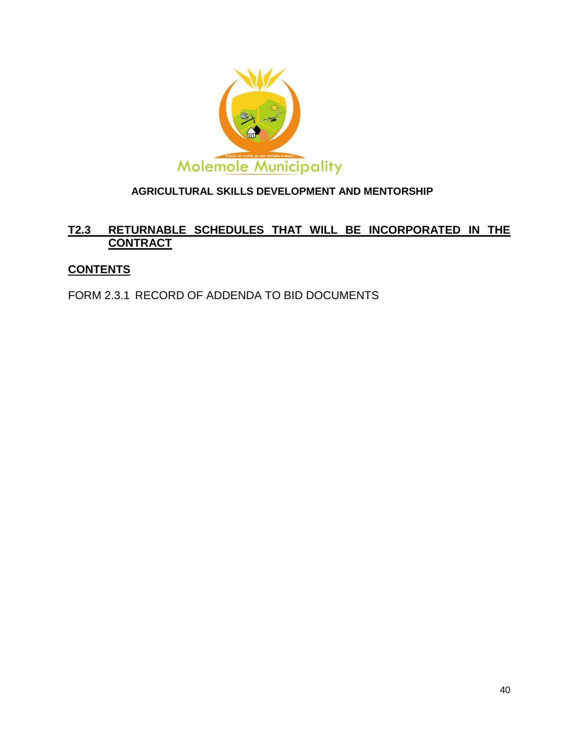Molemole Municipality

**AGRICULTURAL SKILLS DEVELOPMENT AND MENTORSHIP**

## T2.3 RETURNABLE SCHEDULES THAT WILL BE INCORPORATED IN THE CONTRACT

**CONTENTS**

FORM 2.3.1 RECORD OF ADDENDA TO BID DOCUMENTS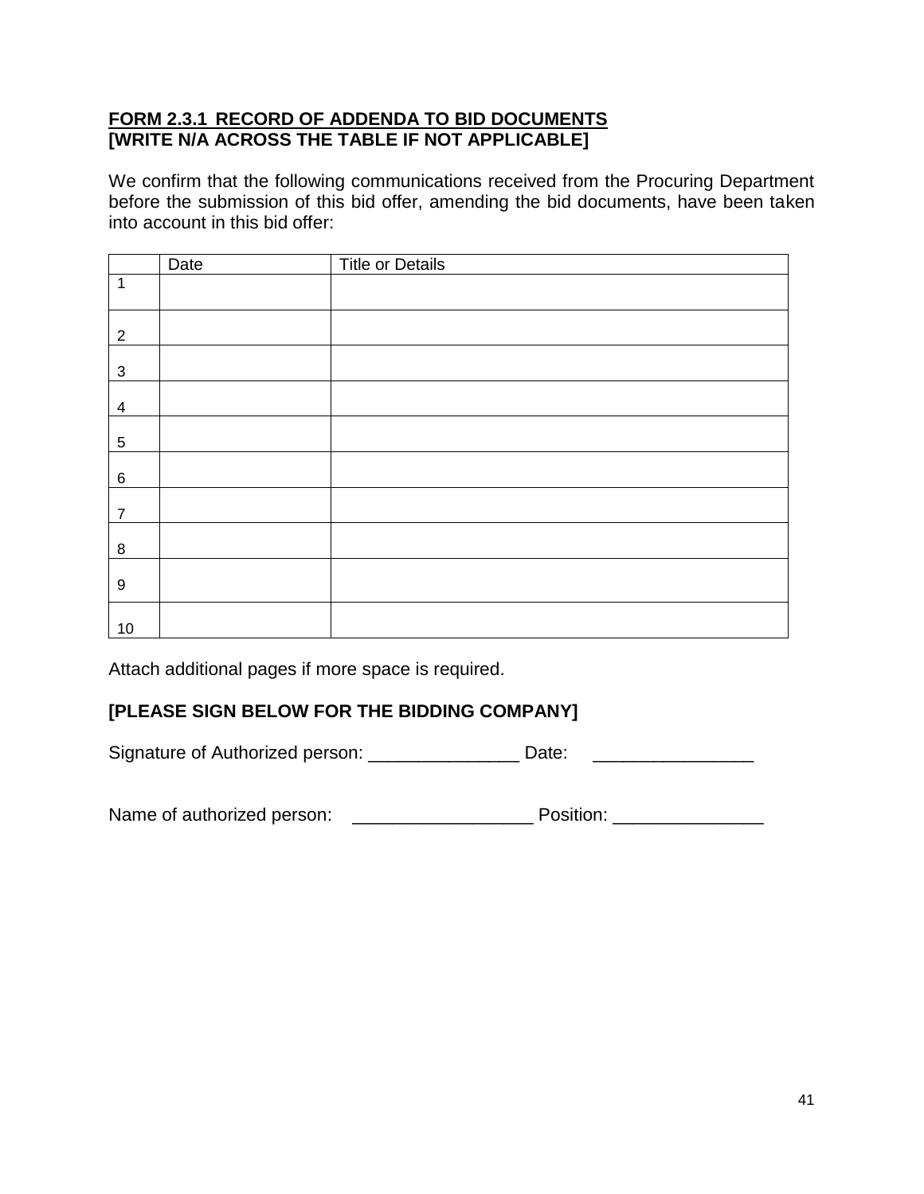**FORM 2.3.1 RECORD OF ADDENDA TO BID DOCUMENTS**
**[WRITE N/A ACROSS THE TABLE IF NOT APPLICABLE]**

We confirm that the following communications received from the Procuring Department before the submission of this bid offer, amending the bid documents, have been taken into account in this bid offer:

| | Date | Title or Details |
|---|---|---|
| 1 | | |
| 2 | | |
| 3 | | |
| 4 | | |
| 5 | | |
| 6 | | |
| 7 | | |
| 8 | | |
| 9 | | |
| 10 | | |

Attach additional pages if more space is required.

**[PLEASE SIGN BELOW FOR THE BIDDING COMPANY]**

Signature of Authorized person: _______________ Date: ________________

Name of authorized person: __________________ Position: _______________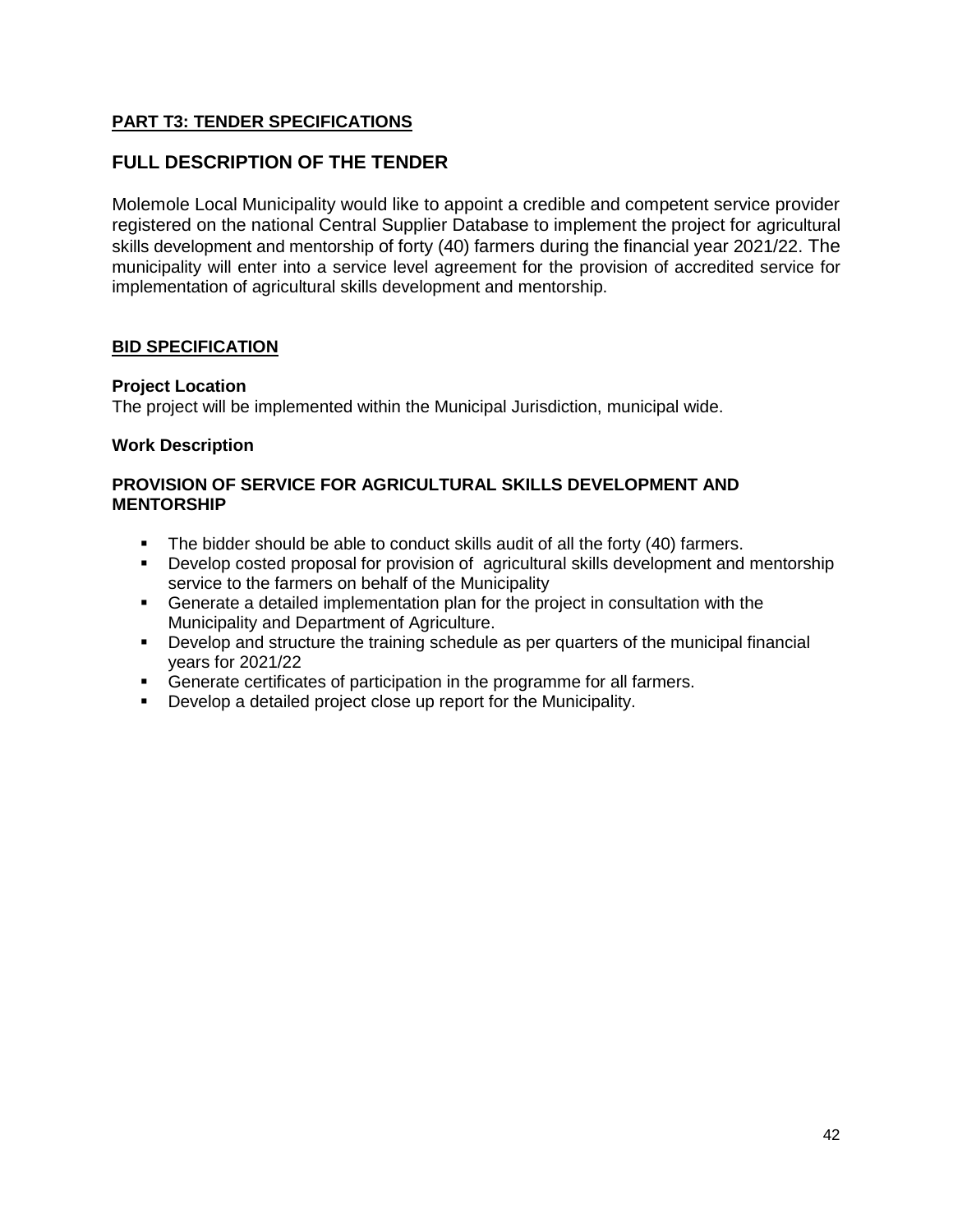**PART T3: TENDER SPECIFICATIONS**

## FULL DESCRIPTION OF THE TENDER

Molemole Local Municipality would like to appoint a credible and competent service provider registered on the national Central Supplier Database to implement the project for agricultural skills development and mentorship of forty (40) farmers during the financial year 2021/22. The municipality will enter into a service level agreement for the provision of accredited service for implementation of agricultural skills development and mentorship.

**BID SPECIFICATION**

**Project Location**

The project will be implemented within the Municipal Jurisdiction, municipal wide.

**Work Description**

**PROVISION OF SERVICE FOR AGRICULTURAL SKILLS DEVELOPMENT AND MENTORSHIP**

- The bidder should be able to conduct skills audit of all the forty (40) farmers.
- Develop costed proposal for provision of agricultural skills development and mentorship service to the farmers on behalf of the Municipality
- Generate a detailed implementation plan for the project in consultation with the Municipality and Department of Agriculture.
- Develop and structure the training schedule as per quarters of the municipal financial years for 2021/22
- Generate certificates of participation in the programme for all farmers.
- Develop a detailed project close up report for the Municipality.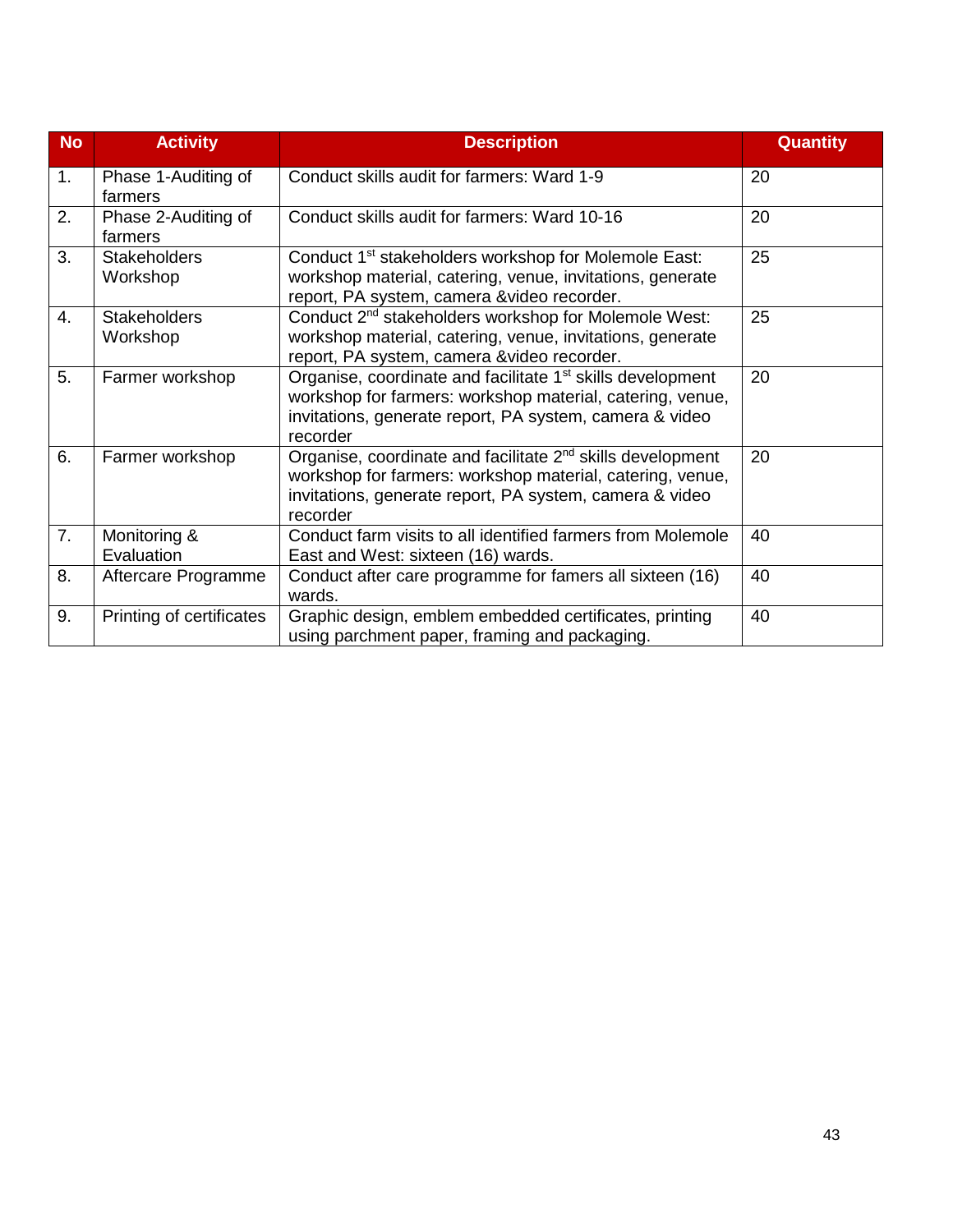| No | Activity | Description | Quantity |
|---|---|---|---|
| 1. | Phase 1-Auditing of farmers | Conduct skills audit for farmers: Ward 1-9 | 20 |
| 2. | Phase 2-Auditing of farmers | Conduct skills audit for farmers: Ward 10-16 | 20 |
| 3. | Stakeholders Workshop | Conduct 1st stakeholders workshop for Molemole East: workshop material, catering, venue, invitations, generate report, PA system, camera &video recorder. | 25 |
| 4. | Stakeholders Workshop | Conduct 2nd stakeholders workshop for Molemole West: workshop material, catering, venue, invitations, generate report, PA system, camera &video recorder. | 25 |
| 5. | Farmer workshop | Organise, coordinate and facilitate 1st skills development workshop for farmers: workshop material, catering, venue, invitations, generate report, PA system, camera & video recorder | 20 |
| 6. | Farmer workshop | Organise, coordinate and facilitate 2nd skills development workshop for farmers: workshop material, catering, venue, invitations, generate report, PA system, camera & video recorder | 20 |
| 7. | Monitoring & Evaluation | Conduct farm visits to all identified farmers from Molemole East and West: sixteen (16) wards. | 40 |
| 8. | Aftercare Programme | Conduct after care programme for famers all sixteen (16) wards. | 40 |
| 9. | Printing of certificates | Graphic design, emblem embedded certificates, printing using parchment paper, framing and packaging. | 40 |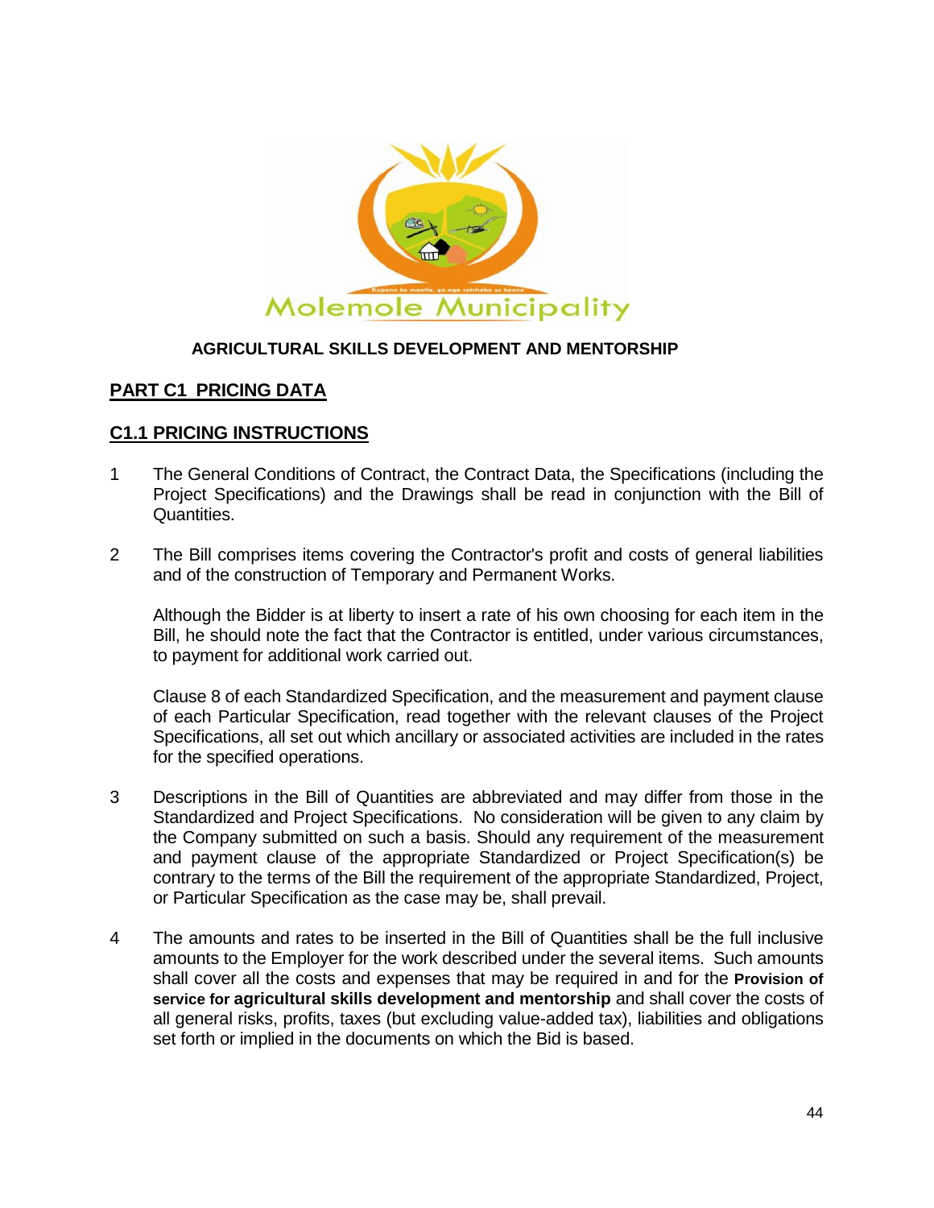Molemole Municipality

**AGRICULTURAL SKILLS DEVELOPMENT AND MENTORSHIP**

## PART C1 PRICING DATA

### C1.1 PRICING INSTRUCTIONS

1. The General Conditions of Contract, the Contract Data, the Specifications (including the Project Specifications) and the Drawings shall be read in conjunction with the Bill of Quantities.

2. The Bill comprises items covering the Contractor's profit and costs of general liabilities and of the construction of Temporary and Permanent Works.

   Although the Bidder is at liberty to insert a rate of his own choosing for each item in the Bill, he should note the fact that the Contractor is entitled, under various circumstances, to payment for additional work carried out.

   Clause 8 of each Standardized Specification, and the measurement and payment clause of each Particular Specification, read together with the relevant clauses of the Project Specifications, all set out which ancillary or associated activities are included in the rates for the specified operations.

3. Descriptions in the Bill of Quantities are abbreviated and may differ from those in the Standardized and Project Specifications. No consideration will be given to any claim by the Company submitted on such a basis. Should any requirement of the measurement and payment clause of the appropriate Standardized or Project Specification(s) be contrary to the terms of the Bill the requirement of the appropriate Standardized, Project, or Particular Specification as the case may be, shall prevail.

4. The amounts and rates to be inserted in the Bill of Quantities shall be the full inclusive amounts to the Employer for the work described under the several items. Such amounts shall cover all the costs and expenses that may be required in and for the **Provision of service for agricultural skills development and mentorship** and shall cover the costs of all general risks, profits, taxes (but excluding value-added tax), liabilities and obligations set forth or implied in the documents on which the Bid is based.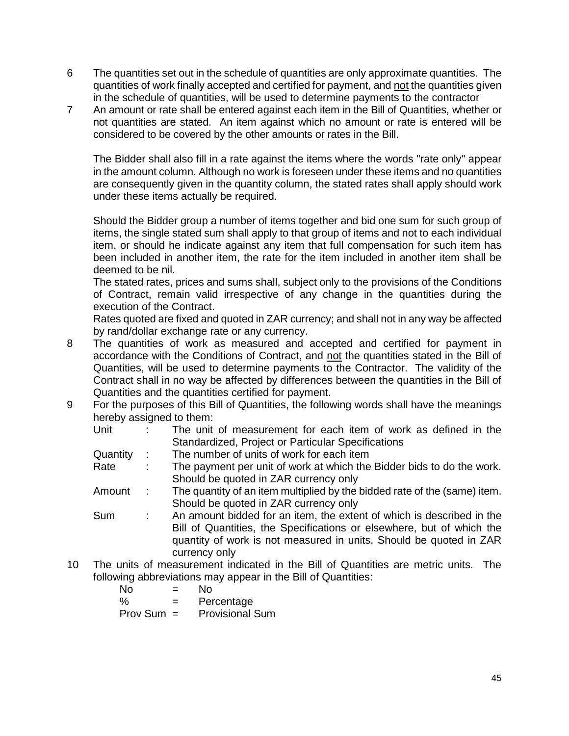6 The quantities set out in the schedule of quantities are only approximate quantities. The quantities of work finally accepted and certified for payment, and <u>not</u> the quantities given in the schedule of quantities, will be used to determine payments to the contractor

7 An amount or rate shall be entered against each item in the Bill of Quantities, whether or not quantities are stated. An item against which no amount or rate is entered will be considered to be covered by the other amounts or rates in the Bill.

   The Bidder shall also fill in a rate against the items where the words "rate only" appear in the amount column. Although no work is foreseen under these items and no quantities are consequently given in the quantity column, the stated rates shall apply should work under these items actually be required.

   Should the Bidder group a number of items together and bid one sum for such group of items, the single stated sum shall apply to that group of items and not to each individual item, or should he indicate against any item that full compensation for such item has been included in another item, the rate for the item included in another item shall be deemed to be nil.

   The stated rates, prices and sums shall, subject only to the provisions of the Conditions of Contract, remain valid irrespective of any change in the quantities during the execution of the Contract.

   Rates quoted are fixed and quoted in ZAR currency; and shall not in any way be affected by rand/dollar exchange rate or any currency.

8 The quantities of work as measured and accepted and certified for payment in accordance with the Conditions of Contract, and <u>not</u> the quantities stated in the Bill of Quantities, will be used to determine payments to the Contractor. The validity of the Contract shall in no way be affected by differences between the quantities in the Bill of Quantities and the quantities certified for payment.

9 For the purposes of this Bill of Quantities, the following words shall have the meanings hereby assigned to them:

| | | |
|---|---|---|
| Unit | : | The unit of measurement for each item of work as defined in the Standardized, Project or Particular Specifications |
| Quantity | : | The number of units of work for each item |
| Rate | : | The payment per unit of work at which the Bidder bids to do the work. Should be quoted in ZAR currency only |
| Amount | : | The quantity of an item multiplied by the bidded rate of the (same) item. Should be quoted in ZAR currency only |
| Sum | : | An amount bidded for an item, the extent of which is described in the Bill of Quantities, the Specifications or elsewhere, but of which the quantity of work is not measured in units. Should be quoted in ZAR currency only |

10 The units of measurement indicated in the Bill of Quantities are metric units. The following abbreviations may appear in the Bill of Quantities:

| | | |
|---|---|---|
| No | = | No |
| % | = | Percentage |
| Prov Sum | = | Provisional Sum |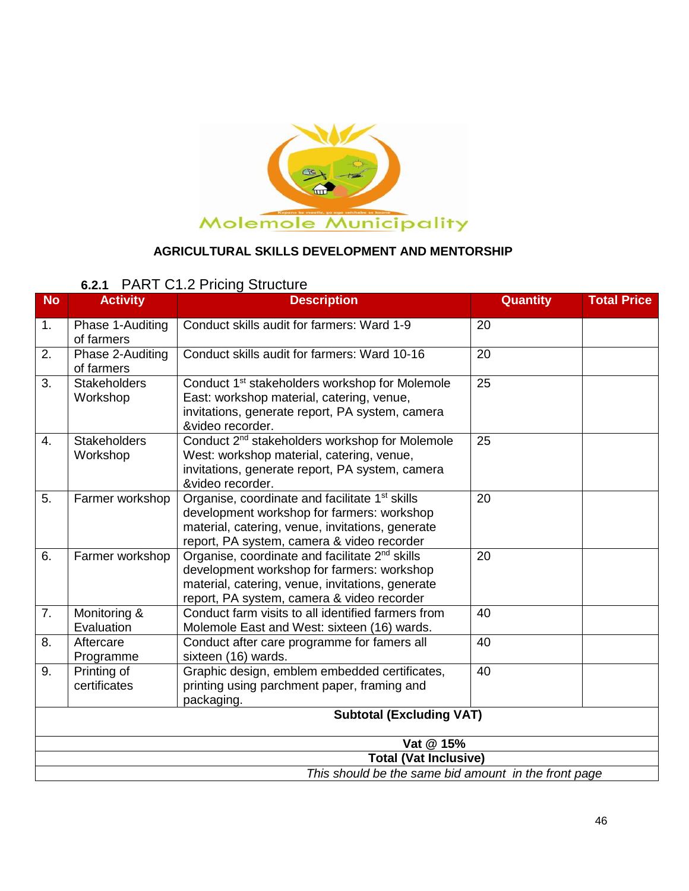**AGRICULTURAL SKILLS DEVELOPMENT AND MENTORSHIP**

### 6.2.1 PART C1.2 Pricing Structure

| No | Activity | Description | Quantity | Total Price |
|---|---|---|---|---|
| 1. | Phase 1-Auditing of farmers | Conduct skills audit for farmers: Ward 1-9 | 20 | |
| 2. | Phase 2-Auditing of farmers | Conduct skills audit for farmers: Ward 10-16 | 20 | |
| 3. | Stakeholders Workshop | Conduct 1st stakeholders workshop for Molemole East: workshop material, catering, venue, invitations, generate report, PA system, camera &video recorder. | 25 | |
| 4. | Stakeholders Workshop | Conduct 2nd stakeholders workshop for Molemole West: workshop material, catering, venue, invitations, generate report, PA system, camera &video recorder. | 25 | |
| 5. | Farmer workshop | Organise, coordinate and facilitate 1st skills development workshop for farmers: workshop material, catering, venue, invitations, generate report, PA system, camera & video recorder | 20 | |
| 6. | Farmer workshop | Organise, coordinate and facilitate 2nd skills development workshop for farmers: workshop material, catering, venue, invitations, generate report, PA system, camera & video recorder | 20 | |
| 7. | Monitoring & Evaluation | Conduct farm visits to all identified farmers from Molemole East and West: sixteen (16) wards. | 40 | |
| 8. | Aftercare Programme | Conduct after care programme for famers all sixteen (16) wards. | 40 | |
| 9. | Printing of certificates | Graphic design, emblem embedded certificates, printing using parchment paper, framing and packaging. | 40 | |
| **Subtotal (Excluding VAT)** | | | | |
| **Vat @ 15%** | | | | |
| **Total (Vat Inclusive)** | | | | |
| *This should be the same bid amount in the front page* | | | | |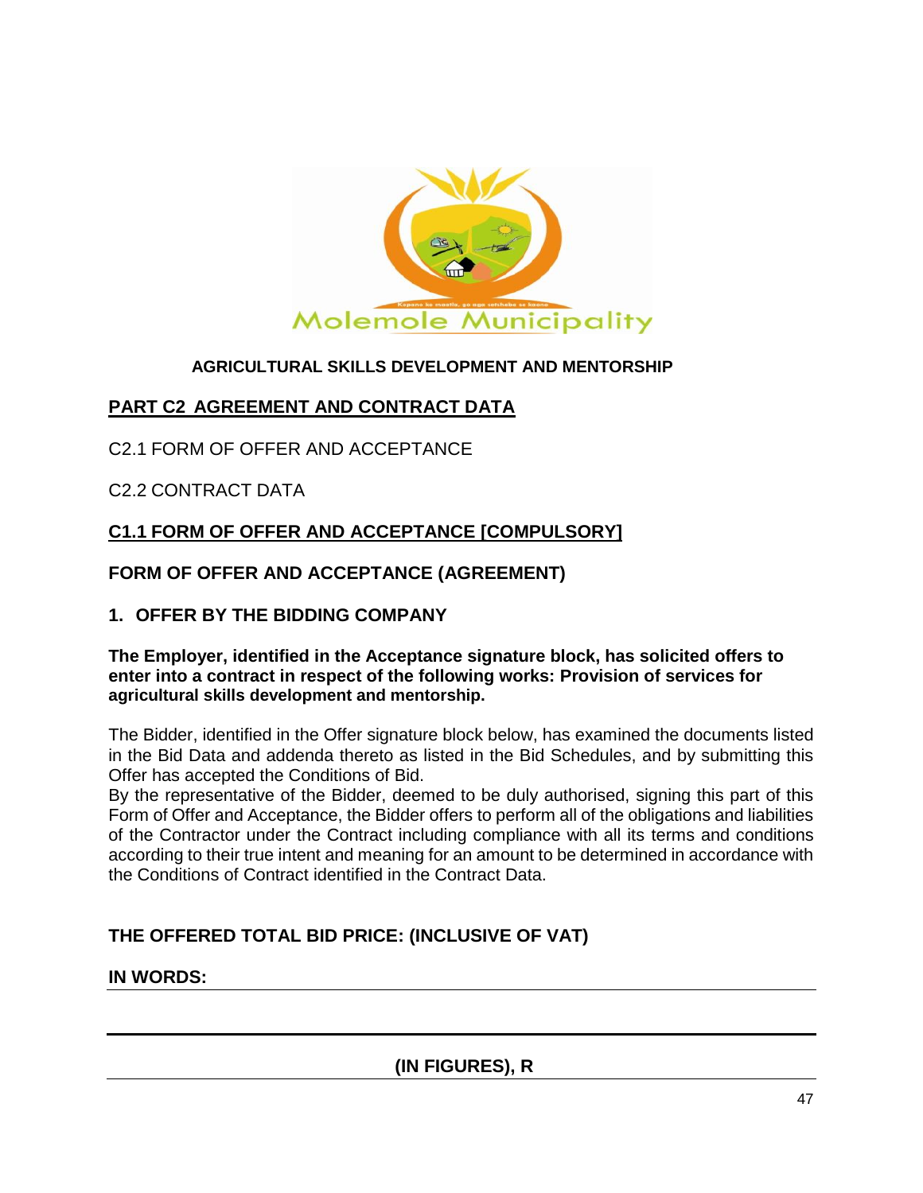Molemole Municipality

**AGRICULTURAL SKILLS DEVELOPMENT AND MENTORSHIP**

## PART C2 AGREEMENT AND CONTRACT DATA

C2.1 FORM OF OFFER AND ACCEPTANCE

C2.2 CONTRACT DATA

## C1.1 FORM OF OFFER AND ACCEPTANCE [COMPULSORY]

### FORM OF OFFER AND ACCEPTANCE (AGREEMENT)

### 1. OFFER BY THE BIDDING COMPANY

**The Employer, identified in the Acceptance signature block, has solicited offers to enter into a contract in respect of the following works: Provision of services for agricultural skills development and mentorship.**

The Bidder, identified in the Offer signature block below, has examined the documents listed in the Bid Data and addenda thereto as listed in the Bid Schedules, and by submitting this Offer has accepted the Conditions of Bid.

By the representative of the Bidder, deemed to be duly authorised, signing this part of this Form of Offer and Acceptance, the Bidder offers to perform all of the obligations and liabilities of the Contractor under the Contract including compliance with all its terms and conditions according to their true intent and meaning for an amount to be determined in accordance with the Conditions of Contract identified in the Contract Data.

**THE OFFERED TOTAL BID PRICE: (INCLUSIVE OF VAT)**

**IN WORDS:** ______________________________________________

______________________________________________

**(IN FIGURES), R** ______________________________________________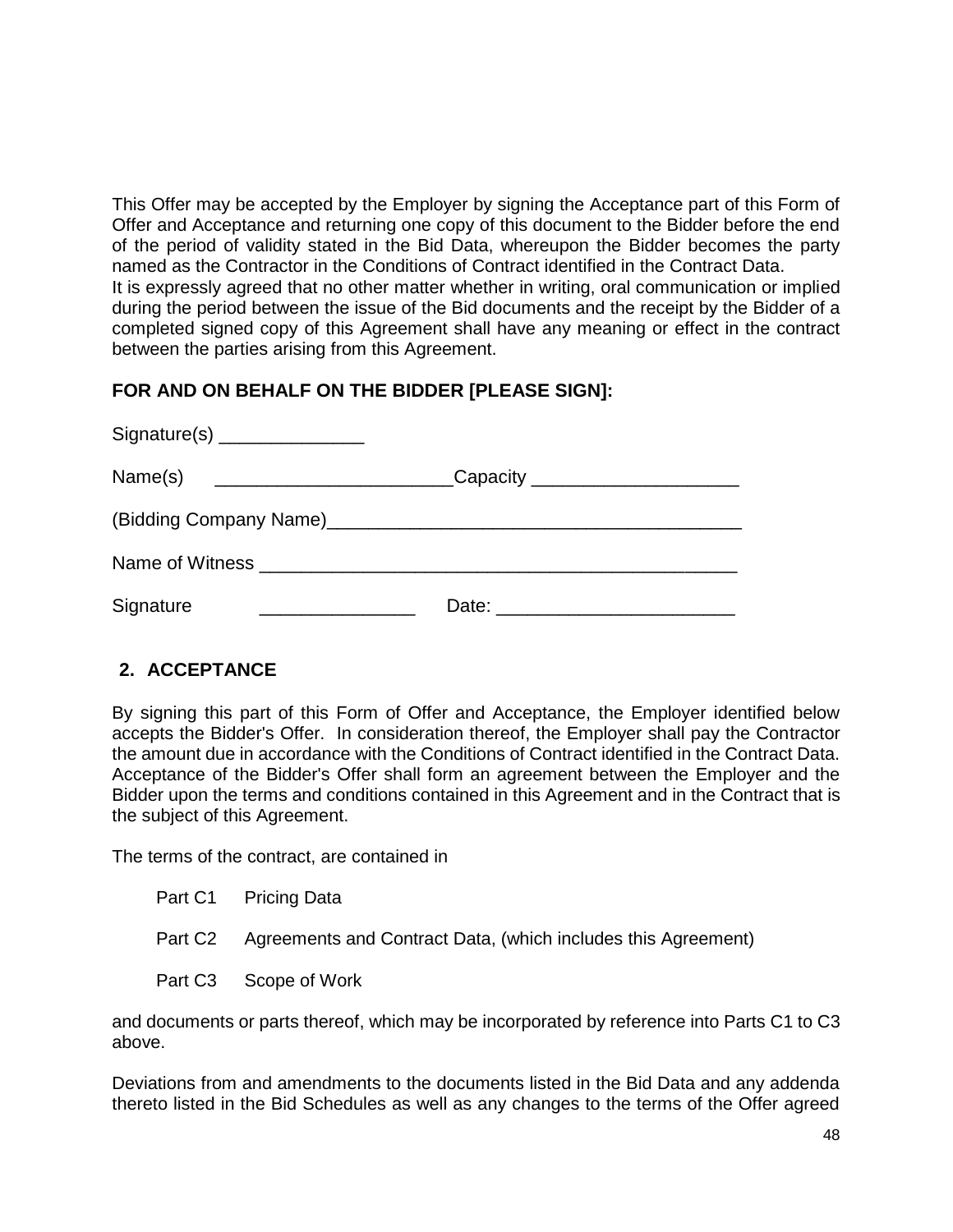This Offer may be accepted by the Employer by signing the Acceptance part of this Form of Offer and Acceptance and returning one copy of this document to the Bidder before the end of the period of validity stated in the Bid Data, whereupon the Bidder becomes the party named as the Contractor in the Conditions of Contract identified in the Contract Data.
It is expressly agreed that no other matter whether in writing, oral communication or implied during the period between the issue of the Bid documents and the receipt by the Bidder of a completed signed copy of this Agreement shall have any meaning or effect in the contract between the parties arising from this Agreement.

**FOR AND ON BEHALF ON THE BIDDER [PLEASE SIGN]:**

Signature(s) ______________

Name(s) _______________________Capacity ____________________

(Bidding Company Name)________________________________________

Name of Witness ________________________________________________

Signature _______________ Date: _______________________

## 2. ACCEPTANCE

By signing this part of this Form of Offer and Acceptance, the Employer identified below accepts the Bidder's Offer. In consideration thereof, the Employer shall pay the Contractor the amount due in accordance with the Conditions of Contract identified in the Contract Data. Acceptance of the Bidder's Offer shall form an agreement between the Employer and the Bidder upon the terms and conditions contained in this Agreement and in the Contract that is the subject of this Agreement.

The terms of the contract, are contained in

Part C1 Pricing Data

Part C2 Agreements and Contract Data, (which includes this Agreement)

Part C3 Scope of Work

and documents or parts thereof, which may be incorporated by reference into Parts C1 to C3 above.

Deviations from and amendments to the documents listed in the Bid Data and any addenda thereto listed in the Bid Schedules as well as any changes to the terms of the Offer agreed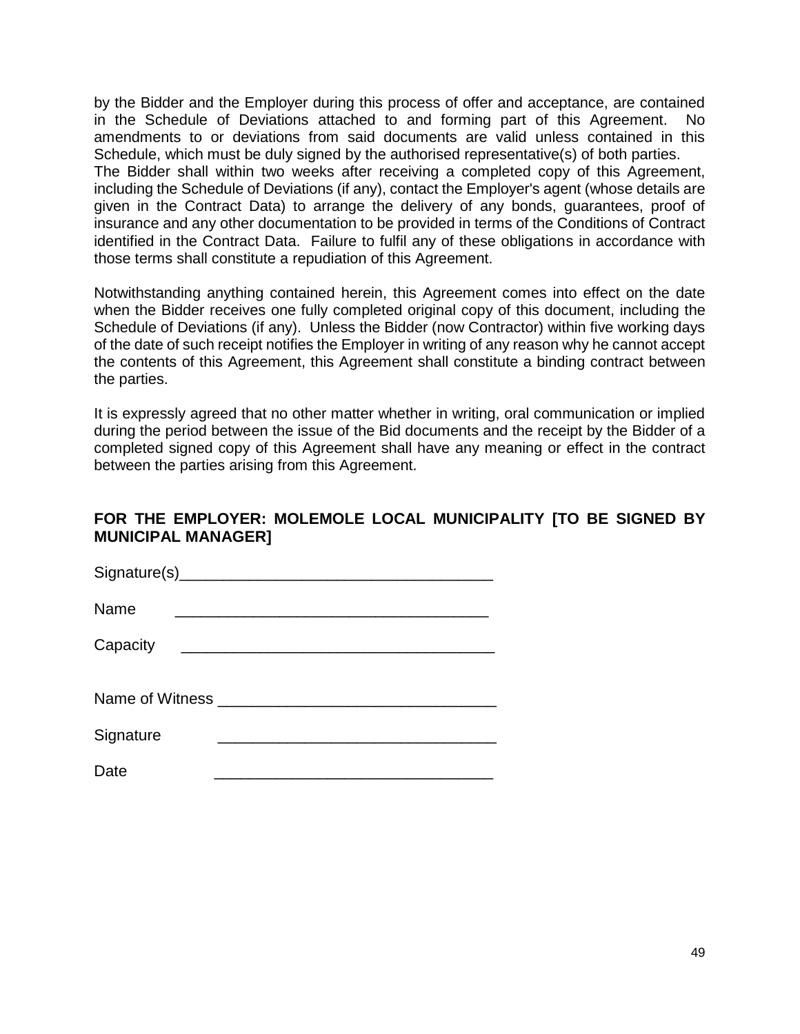by the Bidder and the Employer during this process of offer and acceptance, are contained in the Schedule of Deviations attached to and forming part of this Agreement. No amendments to or deviations from said documents are valid unless contained in this Schedule, which must be duly signed by the authorised representative(s) of both parties.
The Bidder shall within two weeks after receiving a completed copy of this Agreement, including the Schedule of Deviations (if any), contact the Employer's agent (whose details are given in the Contract Data) to arrange the delivery of any bonds, guarantees, proof of insurance and any other documentation to be provided in terms of the Conditions of Contract identified in the Contract Data. Failure to fulfil any of these obligations in accordance with those terms shall constitute a repudiation of this Agreement.

Notwithstanding anything contained herein, this Agreement comes into effect on the date when the Bidder receives one fully completed original copy of this document, including the Schedule of Deviations (if any). Unless the Bidder (now Contractor) within five working days of the date of such receipt notifies the Employer in writing of any reason why he cannot accept the contents of this Agreement, this Agreement shall constitute a binding contract between the parties.

It is expressly agreed that no other matter whether in writing, oral communication or implied during the period between the issue of the Bid documents and the receipt by the Bidder of a completed signed copy of this Agreement shall have any meaning or effect in the contract between the parties arising from this Agreement.

**FOR THE EMPLOYER: MOLEMOLE LOCAL MUNICIPALITY [TO BE SIGNED BY MUNICIPAL MANAGER]**

Signature(s)____________________________________

Name ____________________________________

Capacity ____________________________________

Name of Witness ________________________________

Signature ________________________________

Date ________________________________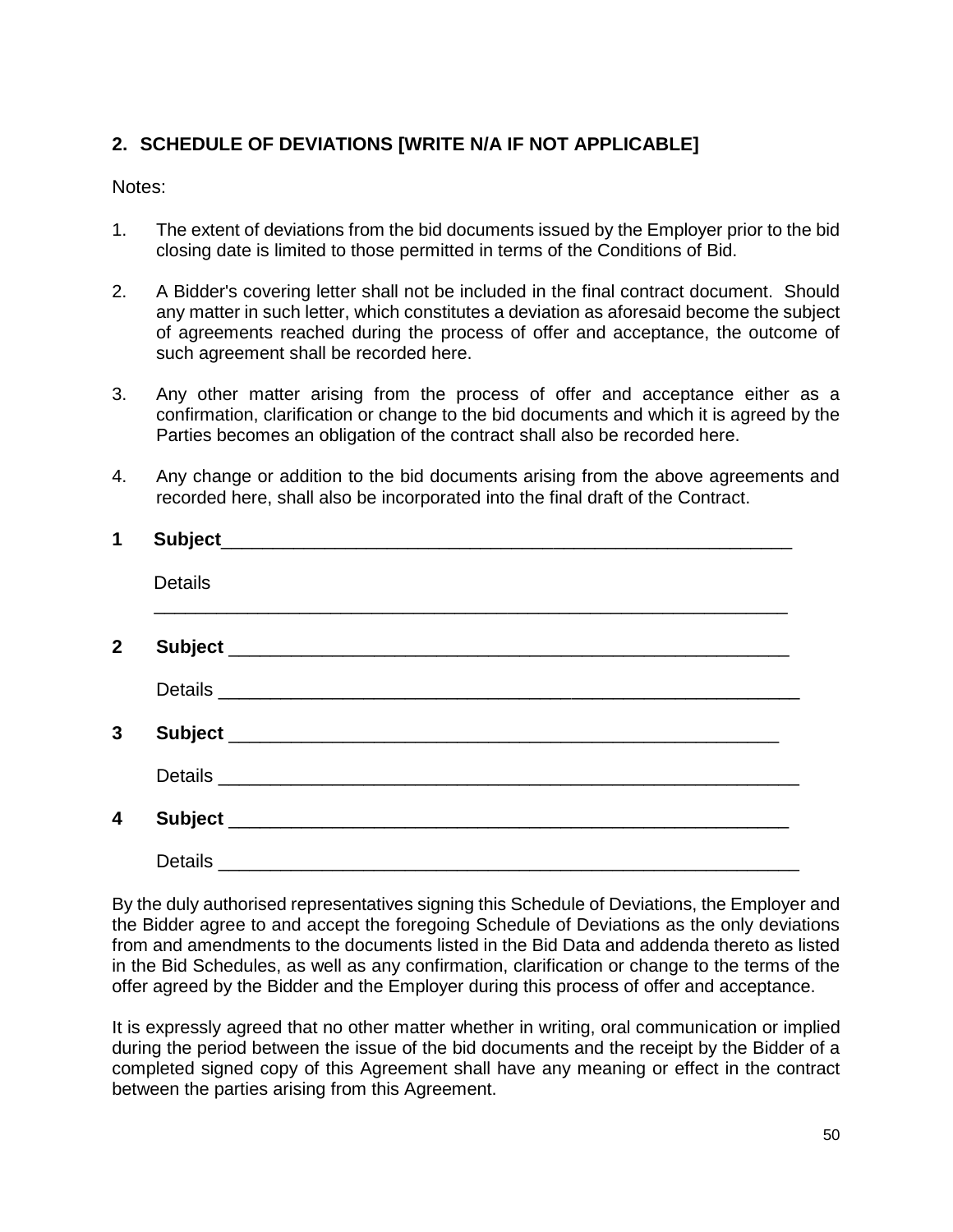## 2. SCHEDULE OF DEVIATIONS [WRITE N/A IF NOT APPLICABLE]

Notes:

1. The extent of deviations from the bid documents issued by the Employer prior to the bid closing date is limited to those permitted in terms of the Conditions of Bid.

2. A Bidder's covering letter shall not be included in the final contract document. Should any matter in such letter, which constitutes a deviation as aforesaid become the subject of agreements reached during the process of offer and acceptance, the outcome of such agreement shall be recorded here.

3. Any other matter arising from the process of offer and acceptance either as a confirmation, clarification or change to the bid documents and which it is agreed by the Parties becomes an obligation of the contract shall also be recorded here.

4. Any change or addition to the bid documents arising from the above agreements and recorded here, shall also be incorporated into the final draft of the Contract.

**1 Subject**\_\_\_\_\_\_\_\_\_\_\_\_\_\_\_\_\_\_\_\_\_\_\_\_\_\_\_\_\_\_\_\_\_\_\_\_\_\_\_\_\_\_\_\_\_\_\_\_\_\_\_\_\_\_\_\_

Details
\_\_\_\_\_\_\_\_\_\_\_\_\_\_\_\_\_\_\_\_\_\_\_\_\_\_\_\_\_\_\_\_\_\_\_\_\_\_\_\_\_\_\_\_\_\_\_\_\_\_\_\_\_\_\_\_\_\_\_\_\_\_

**2 Subject** \_\_\_\_\_\_\_\_\_\_\_\_\_\_\_\_\_\_\_\_\_\_\_\_\_\_\_\_\_\_\_\_\_\_\_\_\_\_\_\_\_\_\_\_\_\_\_\_\_\_\_\_\_\_\_\_

Details \_\_\_\_\_\_\_\_\_\_\_\_\_\_\_\_\_\_\_\_\_\_\_\_\_\_\_\_\_\_\_\_\_\_\_\_\_\_\_\_\_\_\_\_\_\_\_\_\_\_\_\_\_\_\_\_\_\_

**3 Subject** \_\_\_\_\_\_\_\_\_\_\_\_\_\_\_\_\_\_\_\_\_\_\_\_\_\_\_\_\_\_\_\_\_\_\_\_\_\_\_\_\_\_\_\_\_\_\_\_\_\_\_\_\_\_

Details \_\_\_\_\_\_\_\_\_\_\_\_\_\_\_\_\_\_\_\_\_\_\_\_\_\_\_\_\_\_\_\_\_\_\_\_\_\_\_\_\_\_\_\_\_\_\_\_\_\_\_\_\_\_\_\_\_\_

**4 Subject** \_\_\_\_\_\_\_\_\_\_\_\_\_\_\_\_\_\_\_\_\_\_\_\_\_\_\_\_\_\_\_\_\_\_\_\_\_\_\_\_\_\_\_\_\_\_\_\_\_\_\_\_\_\_\_\_

Details \_\_\_\_\_\_\_\_\_\_\_\_\_\_\_\_\_\_\_\_\_\_\_\_\_\_\_\_\_\_\_\_\_\_\_\_\_\_\_\_\_\_\_\_\_\_\_\_\_\_\_\_\_\_\_\_\_\_

By the duly authorised representatives signing this Schedule of Deviations, the Employer and the Bidder agree to and accept the foregoing Schedule of Deviations as the only deviations from and amendments to the documents listed in the Bid Data and addenda thereto as listed in the Bid Schedules, as well as any confirmation, clarification or change to the terms of the offer agreed by the Bidder and the Employer during this process of offer and acceptance.

It is expressly agreed that no other matter whether in writing, oral communication or implied during the period between the issue of the bid documents and the receipt by the Bidder of a completed signed copy of this Agreement shall have any meaning or effect in the contract between the parties arising from this Agreement.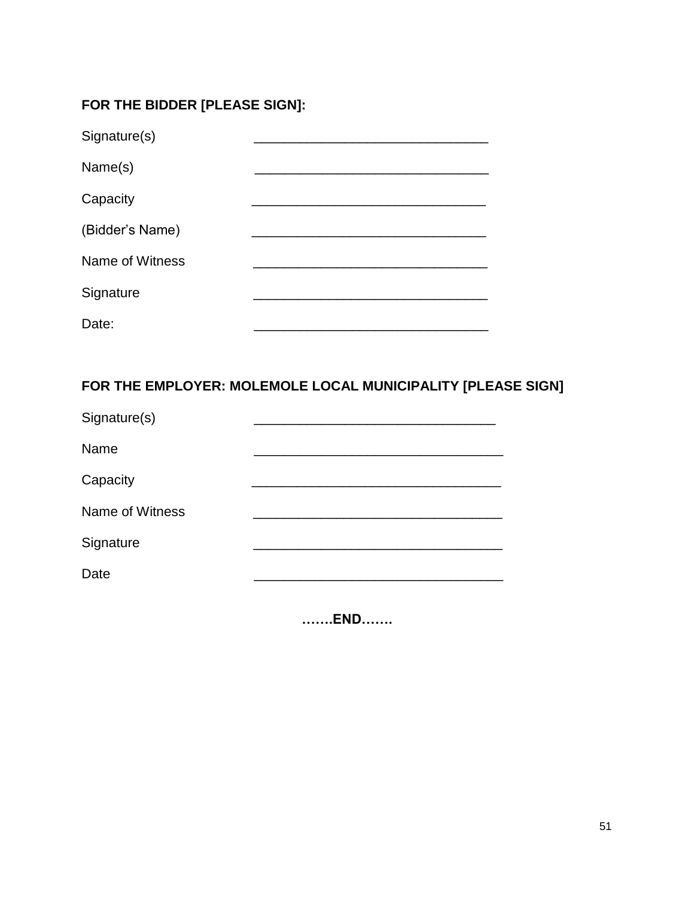**FOR THE BIDDER [PLEASE SIGN]:**

Signature(s) _______________________________

Name(s) _______________________________

Capacity _______________________________

(Bidder's Name) _______________________________

Name of Witness _______________________________

Signature _______________________________

Date: _______________________________

**FOR THE EMPLOYER: MOLEMOLE LOCAL MUNICIPALITY [PLEASE SIGN]**

Signature(s) ________________________________

Name _________________________________

Capacity _________________________________

Name of Witness _________________________________

Signature _________________________________

Date _________________________________

**…….END…….**